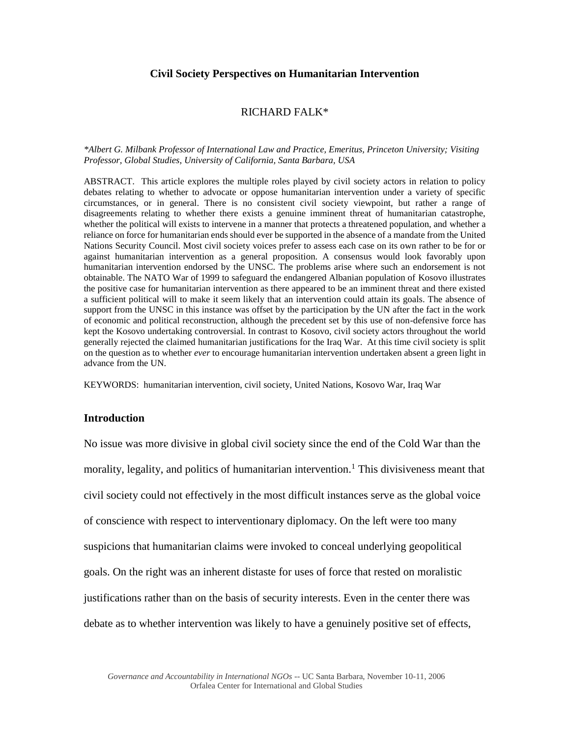# Civil Society Perspectives on Humanitarian Intervention

RICHARD FALK*

*\*Albert G. Milbank Professor of International Law and Practice, Emeritus, Princeton University; Visiting Professor, Global Studies, University of California, Santa Barbara, USA*

ABSTRACT. This article explores the multiple roles played by civil society actors in relation to policy debates relating to whether to advocate or oppose humanitarian intervention under a variety of specific circumstances, or in general. There is no consistent civil society viewpoint, but rather a range of disagreements relating to whether there exists a genuine imminent threat of humanitarian catastrophe, whether the political will exists to intervene in a manner that protects a threatened population, and whether a reliance on force for humanitarian ends should ever be supported in the absence of a mandate from the United Nations Security Council. Most civil society voices prefer to assess each case on its own rather to be for or against humanitarian intervention as a general proposition. A consensus would look favorably upon humanitarian intervention endorsed by the UNSC. The problems arise where such an endorsement is not obtainable. The NATO War of 1999 to safeguard the endangered Albanian population of Kosovo illustrates the positive case for humanitarian intervention as there appeared to be an imminent threat and there existed a sufficient political will to make it seem likely that an intervention could attain its goals. The absence of support from the UNSC in this instance was offset by the participation by the UN after the fact in the work of economic and political reconstruction, although the precedent set by this use of non-defensive force has kept the Kosovo undertaking controversial. In contrast to Kosovo, civil society actors throughout the world generally rejected the claimed humanitarian justifications for the Iraq War. At this time civil society is split on the question as to whether *ever* to encourage humanitarian intervention undertaken absent a green light in advance from the UN.

KEYWORDS: humanitarian intervention, civil society, United Nations, Kosovo War, Iraq War

## Introduction

No issue was more divisive in global civil society since the end of the Cold War than the morality, legality, and politics of humanitarian intervention.[1] This divisiveness meant that civil society could not effectively in the most difficult instances serve as the global voice of conscience with respect to interventionary diplomacy. On the left were too many suspicions that humanitarian claims were invoked to conceal underlying geopolitical goals. On the right was an inherent distaste for uses of force that rested on moralistic justifications rather than on the basis of security interests. Even in the center there was debate as to whether intervention was likely to have a genuinely positive set of effects,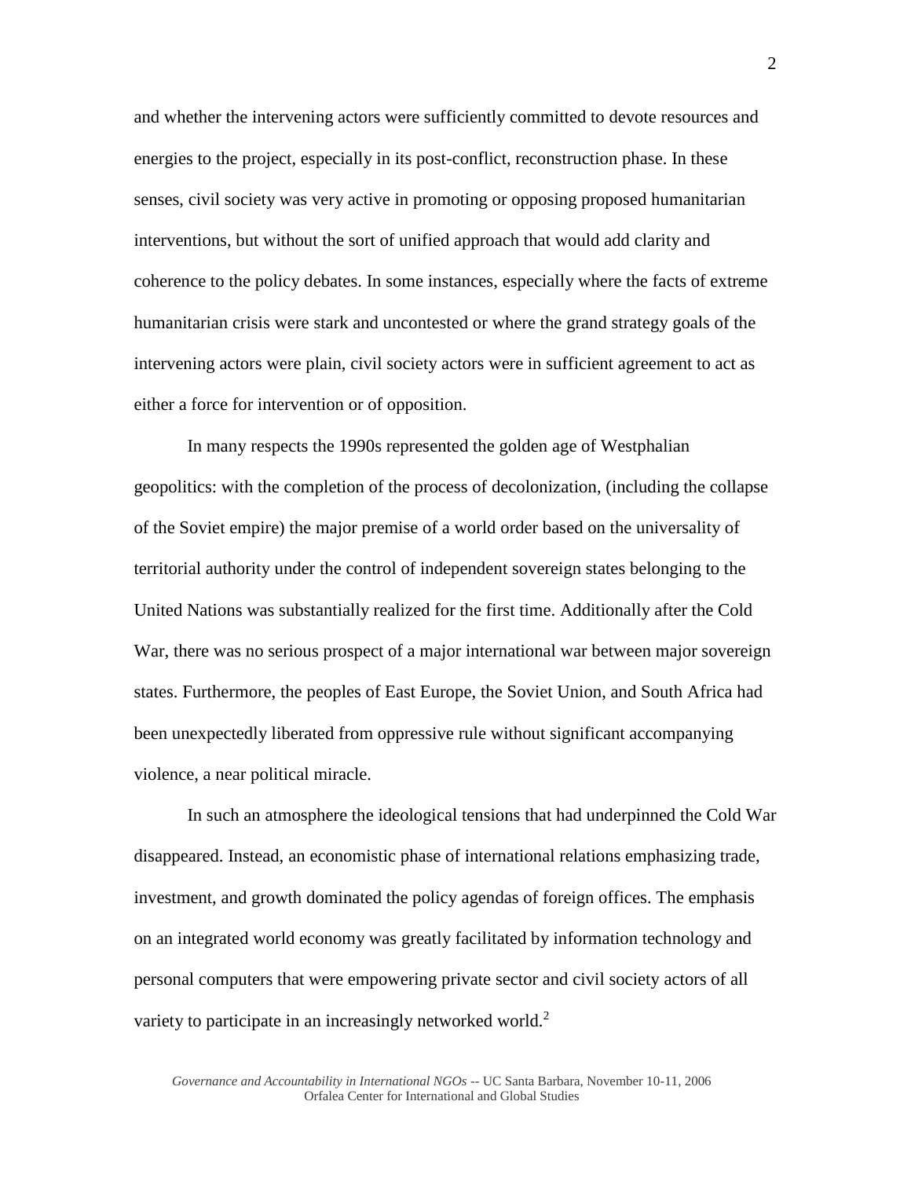and whether the intervening actors were sufficiently committed to devote resources and energies to the project, especially in its post-conflict, reconstruction phase. In these senses, civil society was very active in promoting or opposing proposed humanitarian interventions, but without the sort of unified approach that would add clarity and coherence to the policy debates. In some instances, especially where the facts of extreme humanitarian crisis were stark and uncontested or where the grand strategy goals of the intervening actors were plain, civil society actors were in sufficient agreement to act as either a force for intervention or of opposition.

In many respects the 1990s represented the golden age of Westphalian geopolitics: with the completion of the process of decolonization, (including the collapse of the Soviet empire) the major premise of a world order based on the universality of territorial authority under the control of independent sovereign states belonging to the United Nations was substantially realized for the first time. Additionally after the Cold War, there was no serious prospect of a major international war between major sovereign states. Furthermore, the peoples of East Europe, the Soviet Union, and South Africa had been unexpectedly liberated from oppressive rule without significant accompanying violence, a near political miracle.

In such an atmosphere the ideological tensions that had underpinned the Cold War disappeared. Instead, an economistic phase of international relations emphasizing trade, investment, and growth dominated the policy agendas of foreign offices. The emphasis on an integrated world economy was greatly facilitated by information technology and personal computers that were empowering private sector and civil society actors of all variety to participate in an increasingly networked world.[2]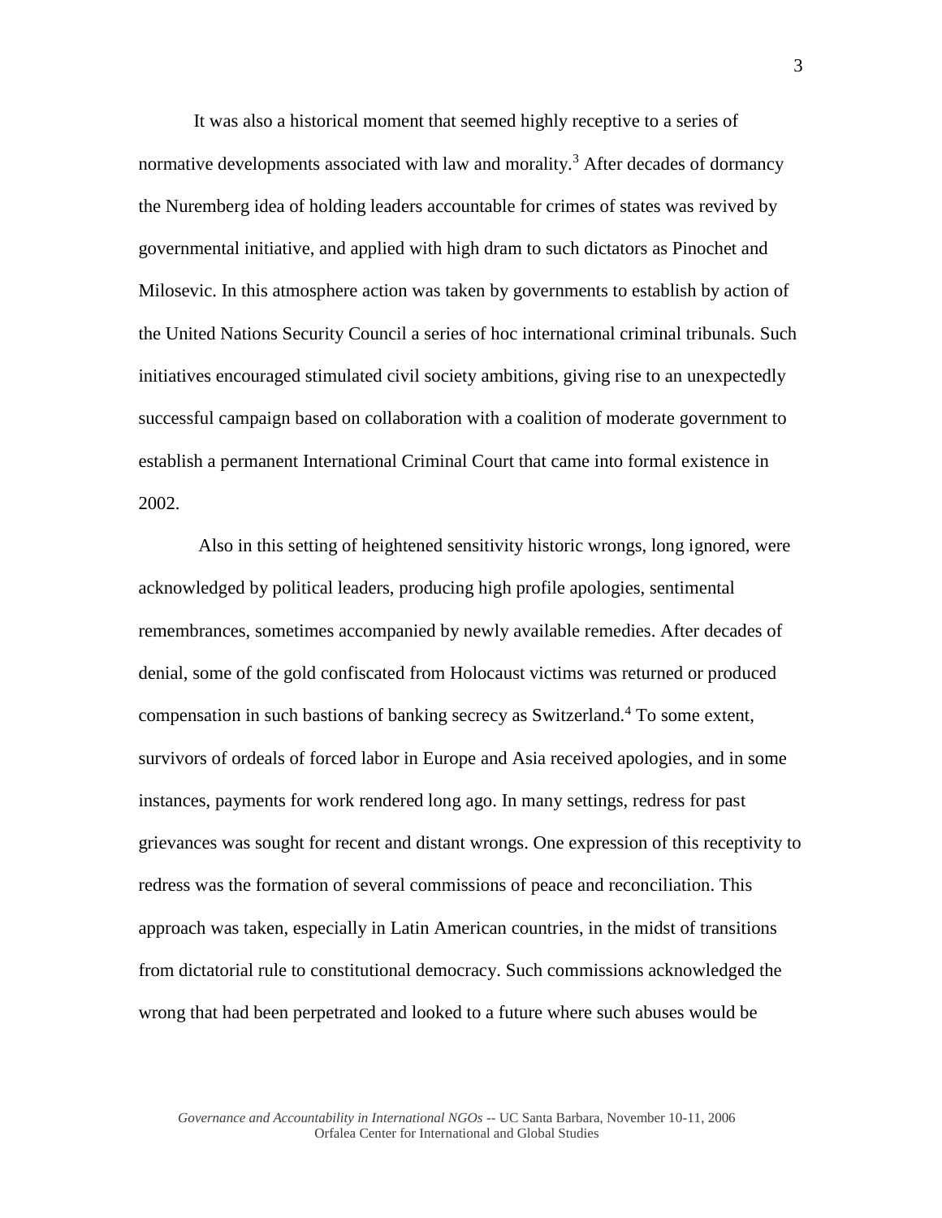It was also a historical moment that seemed highly receptive to a series of normative developments associated with law and morality.[3] After decades of dormancy the Nuremberg idea of holding leaders accountable for crimes of states was revived by governmental initiative, and applied with high dram to such dictators as Pinochet and Milosevic. In this atmosphere action was taken by governments to establish by action of the United Nations Security Council a series of hoc international criminal tribunals. Such initiatives encouraged stimulated civil society ambitions, giving rise to an unexpectedly successful campaign based on collaboration with a coalition of moderate government to establish a permanent International Criminal Court that came into formal existence in 2002.

Also in this setting of heightened sensitivity historic wrongs, long ignored, were acknowledged by political leaders, producing high profile apologies, sentimental remembrances, sometimes accompanied by newly available remedies. After decades of denial, some of the gold confiscated from Holocaust victims was returned or produced compensation in such bastions of banking secrecy as Switzerland.[4] To some extent, survivors of ordeals of forced labor in Europe and Asia received apologies, and in some instances, payments for work rendered long ago. In many settings, redress for past grievances was sought for recent and distant wrongs. One expression of this receptivity to redress was the formation of several commissions of peace and reconciliation. This approach was taken, especially in Latin American countries, in the midst of transitions from dictatorial rule to constitutional democracy. Such commissions acknowledged the wrong that had been perpetrated and looked to a future where such abuses would be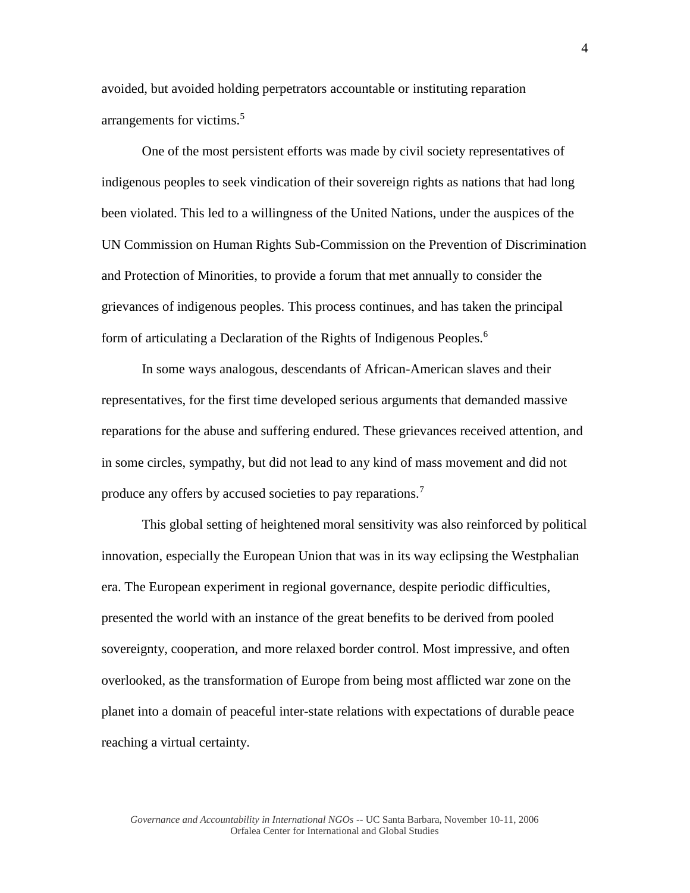avoided, but avoided holding perpetrators accountable or instituting reparation arrangements for victims.[5]

One of the most persistent efforts was made by civil society representatives of indigenous peoples to seek vindication of their sovereign rights as nations that had long been violated. This led to a willingness of the United Nations, under the auspices of the UN Commission on Human Rights Sub-Commission on the Prevention of Discrimination and Protection of Minorities, to provide a forum that met annually to consider the grievances of indigenous peoples. This process continues, and has taken the principal form of articulating a Declaration of the Rights of Indigenous Peoples.[6]

In some ways analogous, descendants of African-American slaves and their representatives, for the first time developed serious arguments that demanded massive reparations for the abuse and suffering endured. These grievances received attention, and in some circles, sympathy, but did not lead to any kind of mass movement and did not produce any offers by accused societies to pay reparations.[7]

This global setting of heightened moral sensitivity was also reinforced by political innovation, especially the European Union that was in its way eclipsing the Westphalian era. The European experiment in regional governance, despite periodic difficulties, presented the world with an instance of the great benefits to be derived from pooled sovereignty, cooperation, and more relaxed border control. Most impressive, and often overlooked, as the transformation of Europe from being most afflicted war zone on the planet into a domain of peaceful inter-state relations with expectations of durable peace reaching a virtual certainty.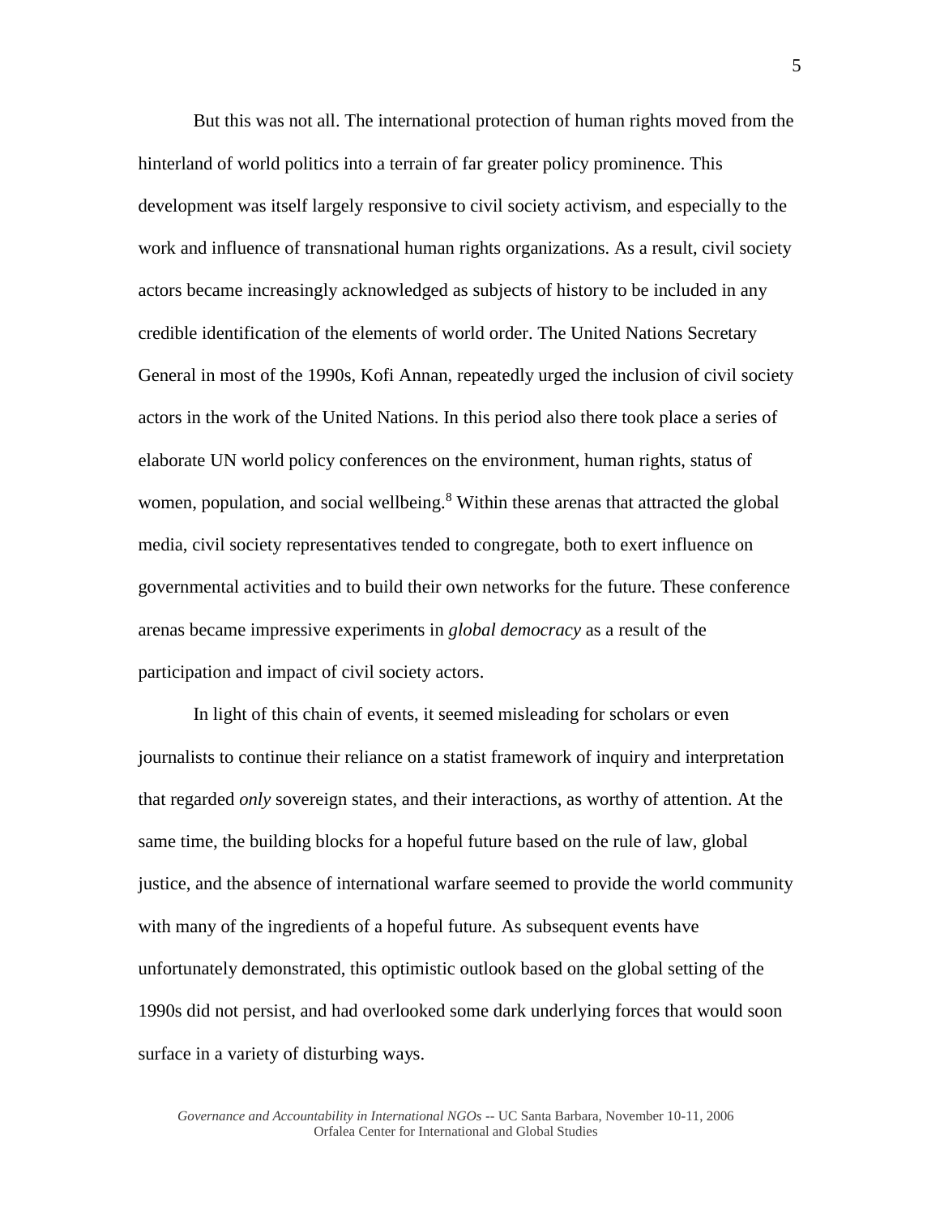But this was not all. The international protection of human rights moved from the hinterland of world politics into a terrain of far greater policy prominence. This development was itself largely responsive to civil society activism, and especially to the work and influence of transnational human rights organizations. As a result, civil society actors became increasingly acknowledged as subjects of history to be included in any credible identification of the elements of world order. The United Nations Secretary General in most of the 1990s, Kofi Annan, repeatedly urged the inclusion of civil society actors in the work of the United Nations. In this period also there took place a series of elaborate UN world policy conferences on the environment, human rights, status of women, population, and social wellbeing.[8] Within these arenas that attracted the global media, civil society representatives tended to congregate, both to exert influence on governmental activities and to build their own networks for the future. These conference arenas became impressive experiments in *global democracy* as a result of the participation and impact of civil society actors.

In light of this chain of events, it seemed misleading for scholars or even journalists to continue their reliance on a statist framework of inquiry and interpretation that regarded *only* sovereign states, and their interactions, as worthy of attention. At the same time, the building blocks for a hopeful future based on the rule of law, global justice, and the absence of international warfare seemed to provide the world community with many of the ingredients of a hopeful future. As subsequent events have unfortunately demonstrated, this optimistic outlook based on the global setting of the 1990s did not persist, and had overlooked some dark underlying forces that would soon surface in a variety of disturbing ways.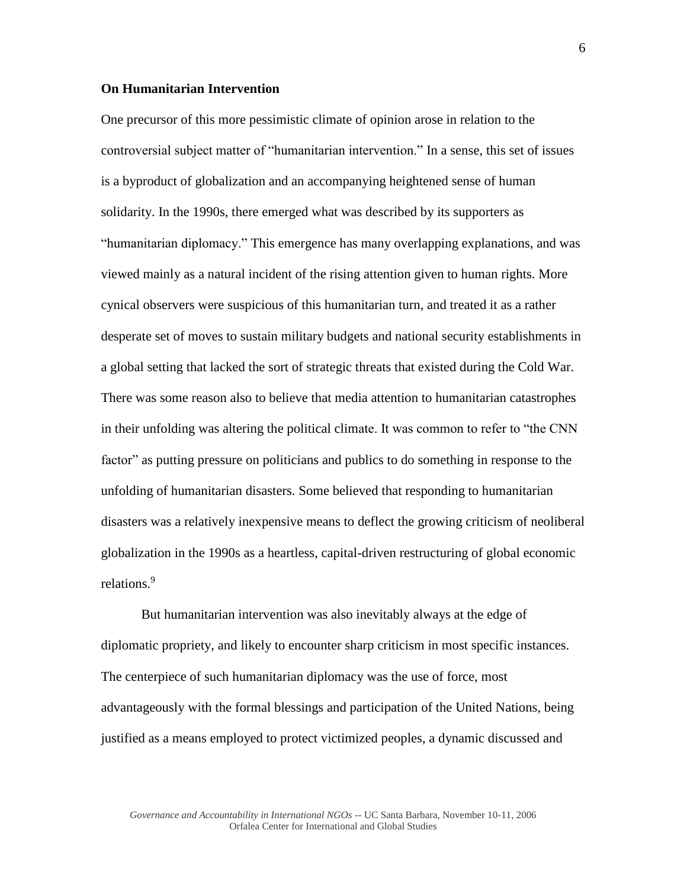### On Humanitarian Intervention

One precursor of this more pessimistic climate of opinion arose in relation to the controversial subject matter of "humanitarian intervention." In a sense, this set of issues is a byproduct of globalization and an accompanying heightened sense of human solidarity. In the 1990s, there emerged what was described by its supporters as "humanitarian diplomacy." This emergence has many overlapping explanations, and was viewed mainly as a natural incident of the rising attention given to human rights. More cynical observers were suspicious of this humanitarian turn, and treated it as a rather desperate set of moves to sustain military budgets and national security establishments in a global setting that lacked the sort of strategic threats that existed during the Cold War. There was some reason also to believe that media attention to humanitarian catastrophes in their unfolding was altering the political climate. It was common to refer to "the CNN factor" as putting pressure on politicians and publics to do something in response to the unfolding of humanitarian disasters. Some believed that responding to humanitarian disasters was a relatively inexpensive means to deflect the growing criticism of neoliberal globalization in the 1990s as a heartless, capital-driven restructuring of global economic relations.[9]

But humanitarian intervention was also inevitably always at the edge of diplomatic propriety, and likely to encounter sharp criticism in most specific instances. The centerpiece of such humanitarian diplomacy was the use of force, most advantageously with the formal blessings and participation of the United Nations, being justified as a means employed to protect victimized peoples, a dynamic discussed and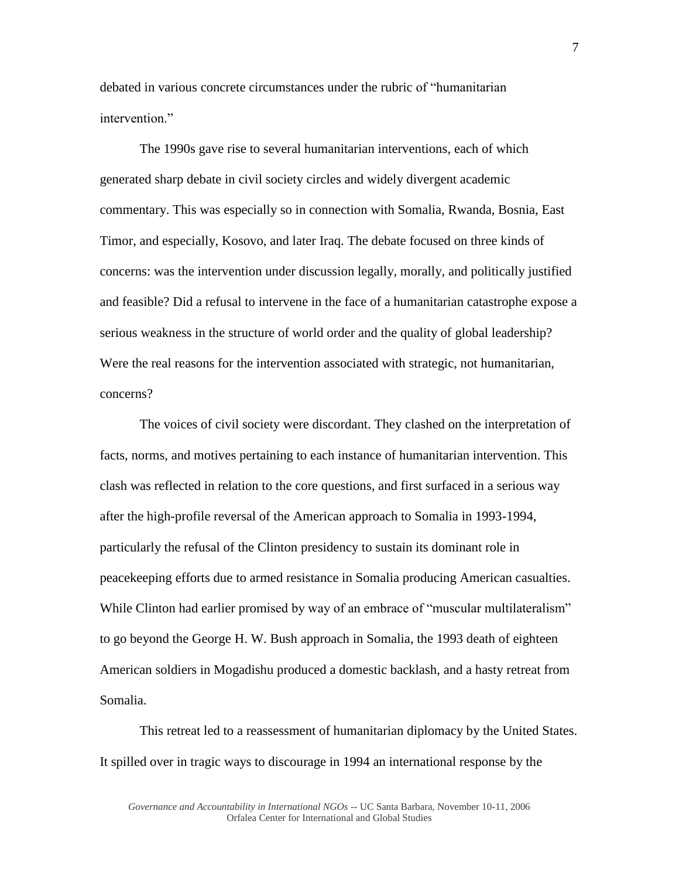debated in various concrete circumstances under the rubric of "humanitarian intervention."

The 1990s gave rise to several humanitarian interventions, each of which generated sharp debate in civil society circles and widely divergent academic commentary. This was especially so in connection with Somalia, Rwanda, Bosnia, East Timor, and especially, Kosovo, and later Iraq. The debate focused on three kinds of concerns: was the intervention under discussion legally, morally, and politically justified and feasible? Did a refusal to intervene in the face of a humanitarian catastrophe expose a serious weakness in the structure of world order and the quality of global leadership? Were the real reasons for the intervention associated with strategic, not humanitarian, concerns?

The voices of civil society were discordant. They clashed on the interpretation of facts, norms, and motives pertaining to each instance of humanitarian intervention. This clash was reflected in relation to the core questions, and first surfaced in a serious way after the high-profile reversal of the American approach to Somalia in 1993-1994, particularly the refusal of the Clinton presidency to sustain its dominant role in peacekeeping efforts due to armed resistance in Somalia producing American casualties. While Clinton had earlier promised by way of an embrace of "muscular multilateralism" to go beyond the George H. W. Bush approach in Somalia, the 1993 death of eighteen American soldiers in Mogadishu produced a domestic backlash, and a hasty retreat from Somalia.

This retreat led to a reassessment of humanitarian diplomacy by the United States. It spilled over in tragic ways to discourage in 1994 an international response by the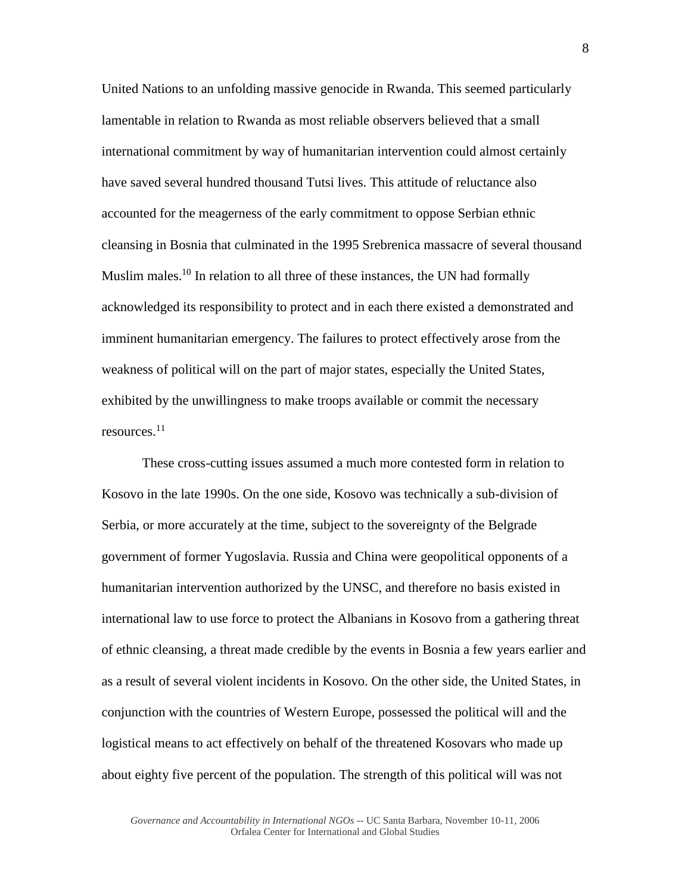United Nations to an unfolding massive genocide in Rwanda. This seemed particularly lamentable in relation to Rwanda as most reliable observers believed that a small international commitment by way of humanitarian intervention could almost certainly have saved several hundred thousand Tutsi lives. This attitude of reluctance also accounted for the meagerness of the early commitment to oppose Serbian ethnic cleansing in Bosnia that culminated in the 1995 Srebrenica massacre of several thousand Muslim males.[10] In relation to all three of these instances, the UN had formally acknowledged its responsibility to protect and in each there existed a demonstrated and imminent humanitarian emergency. The failures to protect effectively arose from the weakness of political will on the part of major states, especially the United States, exhibited by the unwillingness to make troops available or commit the necessary resources.[11]

These cross-cutting issues assumed a much more contested form in relation to Kosovo in the late 1990s. On the one side, Kosovo was technically a sub-division of Serbia, or more accurately at the time, subject to the sovereignty of the Belgrade government of former Yugoslavia. Russia and China were geopolitical opponents of a humanitarian intervention authorized by the UNSC, and therefore no basis existed in international law to use force to protect the Albanians in Kosovo from a gathering threat of ethnic cleansing, a threat made credible by the events in Bosnia a few years earlier and as a result of several violent incidents in Kosovo. On the other side, the United States, in conjunction with the countries of Western Europe, possessed the political will and the logistical means to act effectively on behalf of the threatened Kosovars who made up about eighty five percent of the population. The strength of this political will was not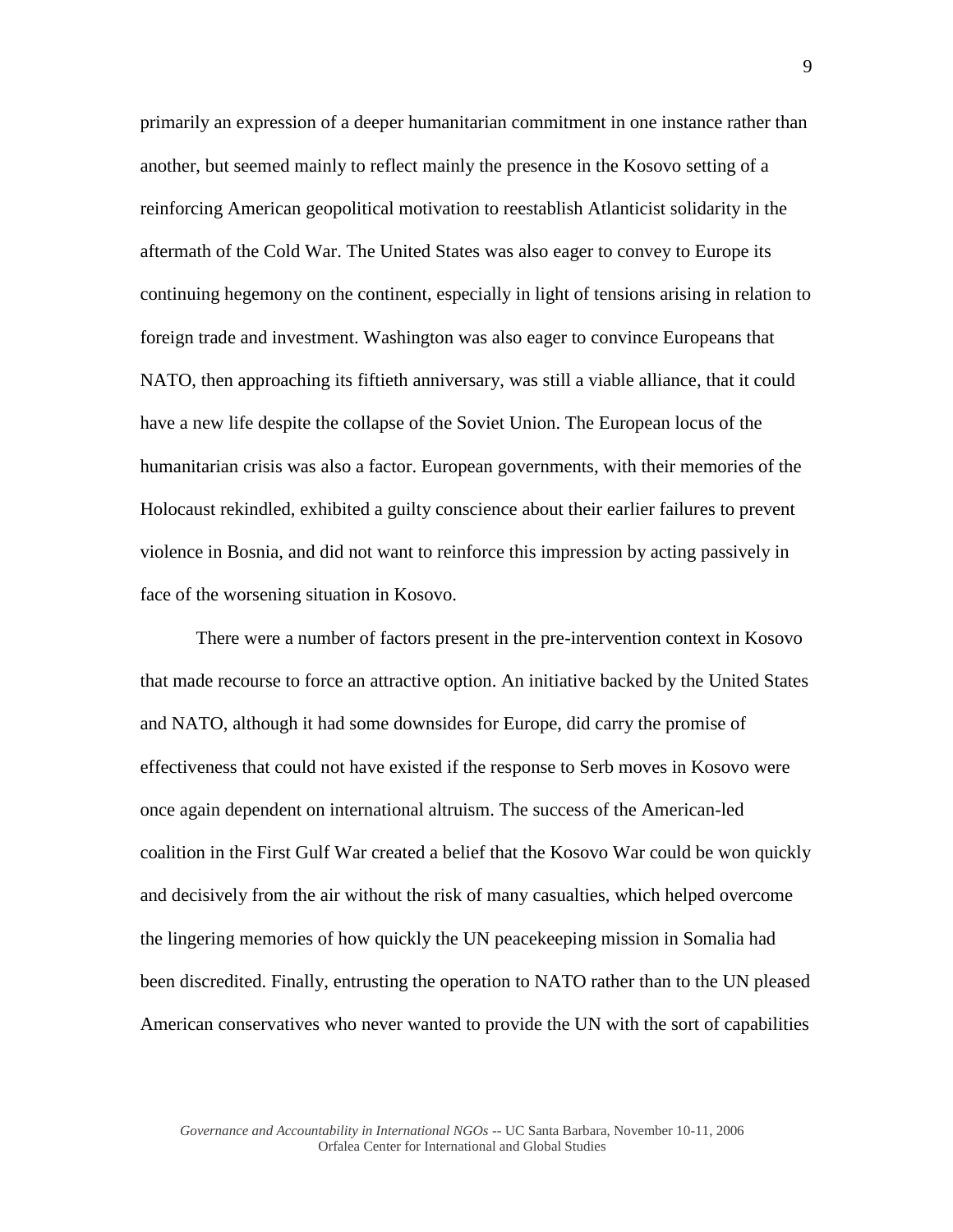primarily an expression of a deeper humanitarian commitment in one instance rather than another, but seemed mainly to reflect mainly the presence in the Kosovo setting of a reinforcing American geopolitical motivation to reestablish Atlanticist solidarity in the aftermath of the Cold War. The United States was also eager to convey to Europe its continuing hegemony on the continent, especially in light of tensions arising in relation to foreign trade and investment. Washington was also eager to convince Europeans that NATO, then approaching its fiftieth anniversary, was still a viable alliance, that it could have a new life despite the collapse of the Soviet Union. The European locus of the humanitarian crisis was also a factor. European governments, with their memories of the Holocaust rekindled, exhibited a guilty conscience about their earlier failures to prevent violence in Bosnia, and did not want to reinforce this impression by acting passively in face of the worsening situation in Kosovo.

There were a number of factors present in the pre-intervention context in Kosovo that made recourse to force an attractive option. An initiative backed by the United States and NATO, although it had some downsides for Europe, did carry the promise of effectiveness that could not have existed if the response to Serb moves in Kosovo were once again dependent on international altruism. The success of the American-led coalition in the First Gulf War created a belief that the Kosovo War could be won quickly and decisively from the air without the risk of many casualties, which helped overcome the lingering memories of how quickly the UN peacekeeping mission in Somalia had been discredited. Finally, entrusting the operation to NATO rather than to the UN pleased American conservatives who never wanted to provide the UN with the sort of capabilities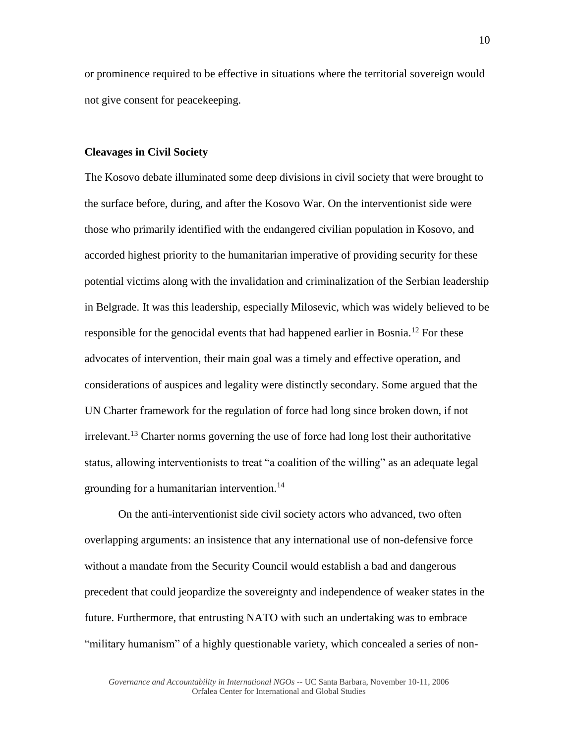or prominence required to be effective in situations where the territorial sovereign would not give consent for peacekeeping.

### Cleavages in Civil Society

The Kosovo debate illuminated some deep divisions in civil society that were brought to the surface before, during, and after the Kosovo War. On the interventionist side were those who primarily identified with the endangered civilian population in Kosovo, and accorded highest priority to the humanitarian imperative of providing security for these potential victims along with the invalidation and criminalization of the Serbian leadership in Belgrade. It was this leadership, especially Milosevic, which was widely believed to be responsible for the genocidal events that had happened earlier in Bosnia.[12] For these advocates of intervention, their main goal was a timely and effective operation, and considerations of auspices and legality were distinctly secondary. Some argued that the UN Charter framework for the regulation of force had long since broken down, if not irrelevant.[13] Charter norms governing the use of force had long lost their authoritative status, allowing interventionists to treat "a coalition of the willing" as an adequate legal grounding for a humanitarian intervention.[14]

On the anti-interventionist side civil society actors who advanced, two often overlapping arguments: an insistence that any international use of non-defensive force without a mandate from the Security Council would establish a bad and dangerous precedent that could jeopardize the sovereignty and independence of weaker states in the future. Furthermore, that entrusting NATO with such an undertaking was to embrace "military humanism" of a highly questionable variety, which concealed a series of non-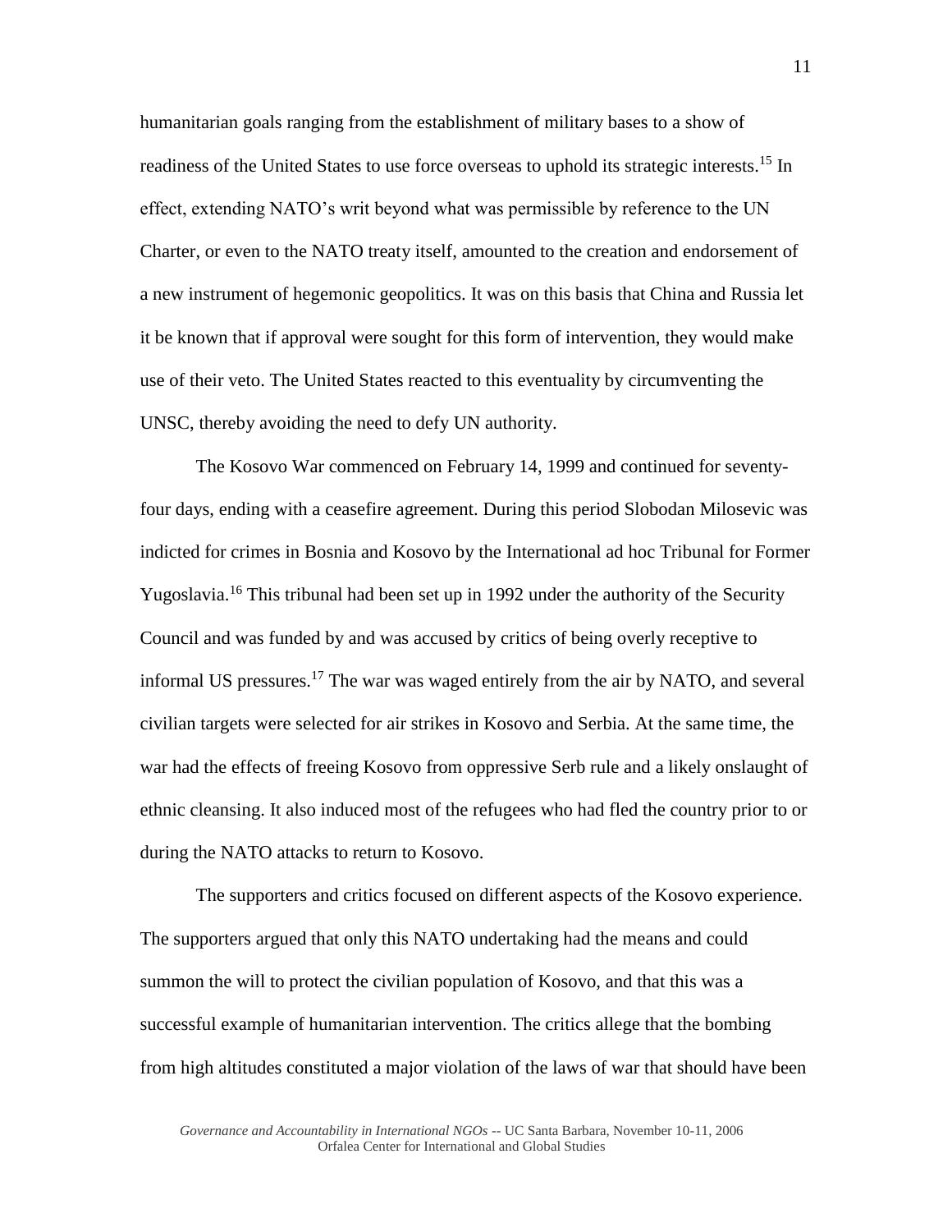humanitarian goals ranging from the establishment of military bases to a show of readiness of the United States to use force overseas to uphold its strategic interests.[15] In effect, extending NATO's writ beyond what was permissible by reference to the UN Charter, or even to the NATO treaty itself, amounted to the creation and endorsement of a new instrument of hegemonic geopolitics. It was on this basis that China and Russia let it be known that if approval were sought for this form of intervention, they would make use of their veto. The United States reacted to this eventuality by circumventing the UNSC, thereby avoiding the need to defy UN authority.

The Kosovo War commenced on February 14, 1999 and continued for seventy-four days, ending with a ceasefire agreement. During this period Slobodan Milosevic was indicted for crimes in Bosnia and Kosovo by the International ad hoc Tribunal for Former Yugoslavia.[16] This tribunal had been set up in 1992 under the authority of the Security Council and was funded by and was accused by critics of being overly receptive to informal US pressures.[17] The war was waged entirely from the air by NATO, and several civilian targets were selected for air strikes in Kosovo and Serbia. At the same time, the war had the effects of freeing Kosovo from oppressive Serb rule and a likely onslaught of ethnic cleansing. It also induced most of the refugees who had fled the country prior to or during the NATO attacks to return to Kosovo.

The supporters and critics focused on different aspects of the Kosovo experience. The supporters argued that only this NATO undertaking had the means and could summon the will to protect the civilian population of Kosovo, and that this was a successful example of humanitarian intervention. The critics allege that the bombing from high altitudes constituted a major violation of the laws of war that should have been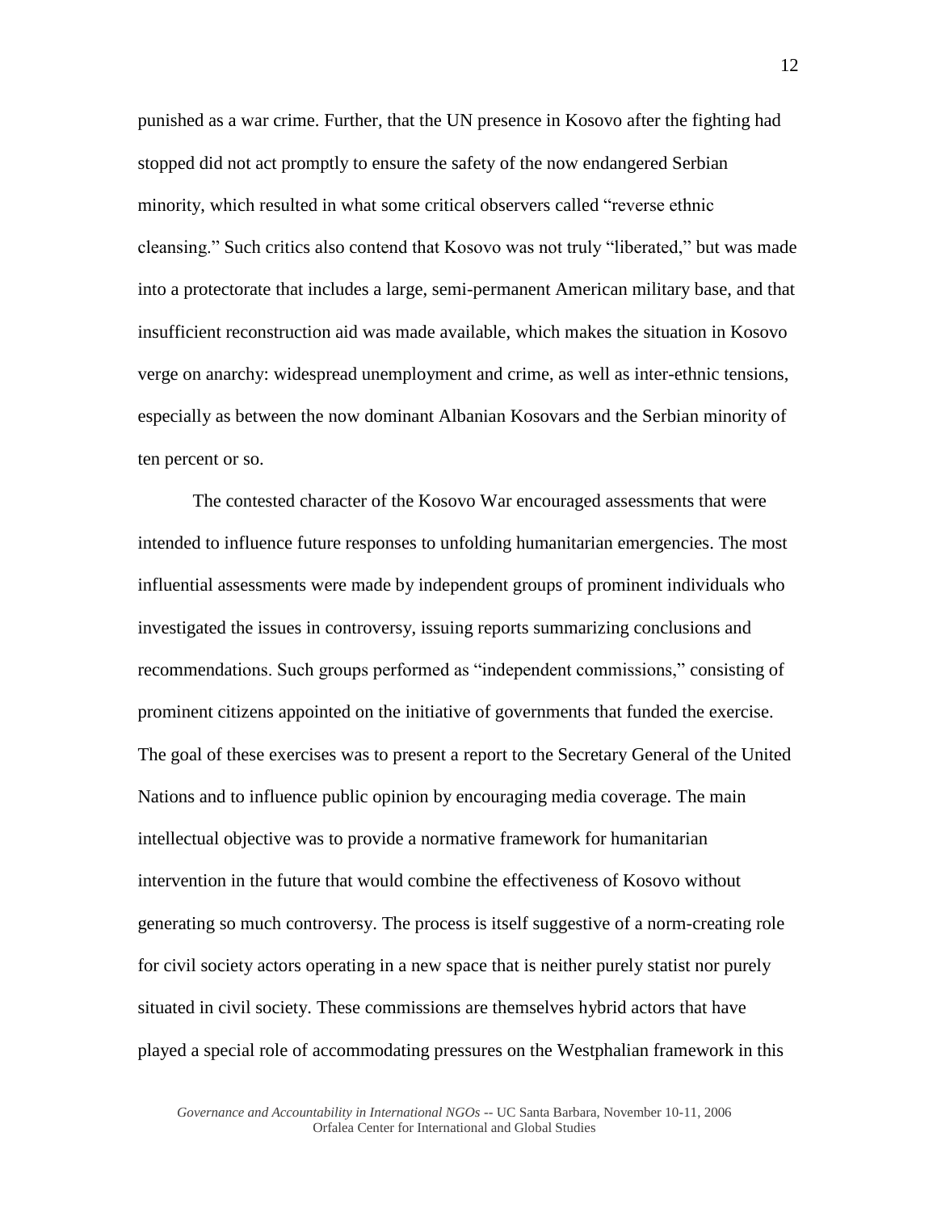punished as a war crime. Further, that the UN presence in Kosovo after the fighting had stopped did not act promptly to ensure the safety of the now endangered Serbian minority, which resulted in what some critical observers called "reverse ethnic cleansing." Such critics also contend that Kosovo was not truly "liberated," but was made into a protectorate that includes a large, semi-permanent American military base, and that insufficient reconstruction aid was made available, which makes the situation in Kosovo verge on anarchy: widespread unemployment and crime, as well as inter-ethnic tensions, especially as between the now dominant Albanian Kosovars and the Serbian minority of ten percent or so.

The contested character of the Kosovo War encouraged assessments that were intended to influence future responses to unfolding humanitarian emergencies. The most influential assessments were made by independent groups of prominent individuals who investigated the issues in controversy, issuing reports summarizing conclusions and recommendations. Such groups performed as "independent commissions," consisting of prominent citizens appointed on the initiative of governments that funded the exercise. The goal of these exercises was to present a report to the Secretary General of the United Nations and to influence public opinion by encouraging media coverage. The main intellectual objective was to provide a normative framework for humanitarian intervention in the future that would combine the effectiveness of Kosovo without generating so much controversy. The process is itself suggestive of a norm-creating role for civil society actors operating in a new space that is neither purely statist nor purely situated in civil society. These commissions are themselves hybrid actors that have played a special role of accommodating pressures on the Westphalian framework in this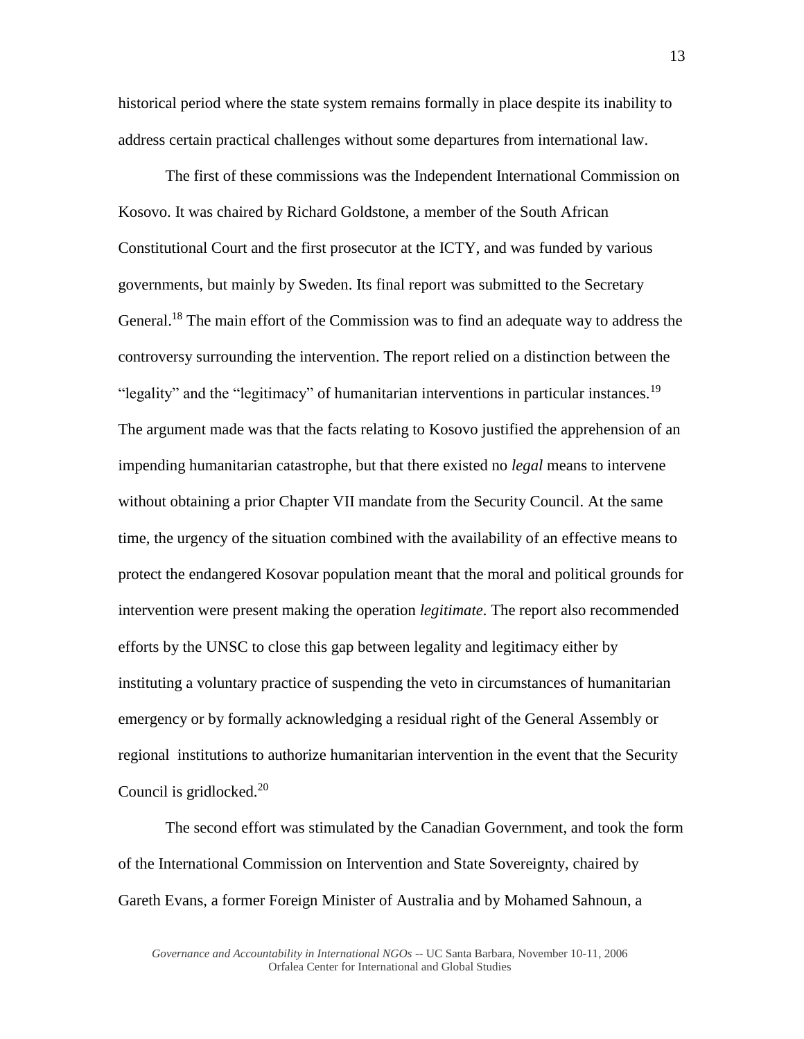historical period where the state system remains formally in place despite its inability to address certain practical challenges without some departures from international law.

The first of these commissions was the Independent International Commission on Kosovo. It was chaired by Richard Goldstone, a member of the South African Constitutional Court and the first prosecutor at the ICTY, and was funded by various governments, but mainly by Sweden. Its final report was submitted to the Secretary General.[18] The main effort of the Commission was to find an adequate way to address the controversy surrounding the intervention. The report relied on a distinction between the "legality" and the "legitimacy" of humanitarian interventions in particular instances.[19] The argument made was that the facts relating to Kosovo justified the apprehension of an impending humanitarian catastrophe, but that there existed no *legal* means to intervene without obtaining a prior Chapter VII mandate from the Security Council. At the same time, the urgency of the situation combined with the availability of an effective means to protect the endangered Kosovar population meant that the moral and political grounds for intervention were present making the operation *legitimate*. The report also recommended efforts by the UNSC to close this gap between legality and legitimacy either by instituting a voluntary practice of suspending the veto in circumstances of humanitarian emergency or by formally acknowledging a residual right of the General Assembly or regional institutions to authorize humanitarian intervention in the event that the Security Council is gridlocked.[20]

The second effort was stimulated by the Canadian Government, and took the form of the International Commission on Intervention and State Sovereignty, chaired by Gareth Evans, a former Foreign Minister of Australia and by Mohamed Sahnoun, a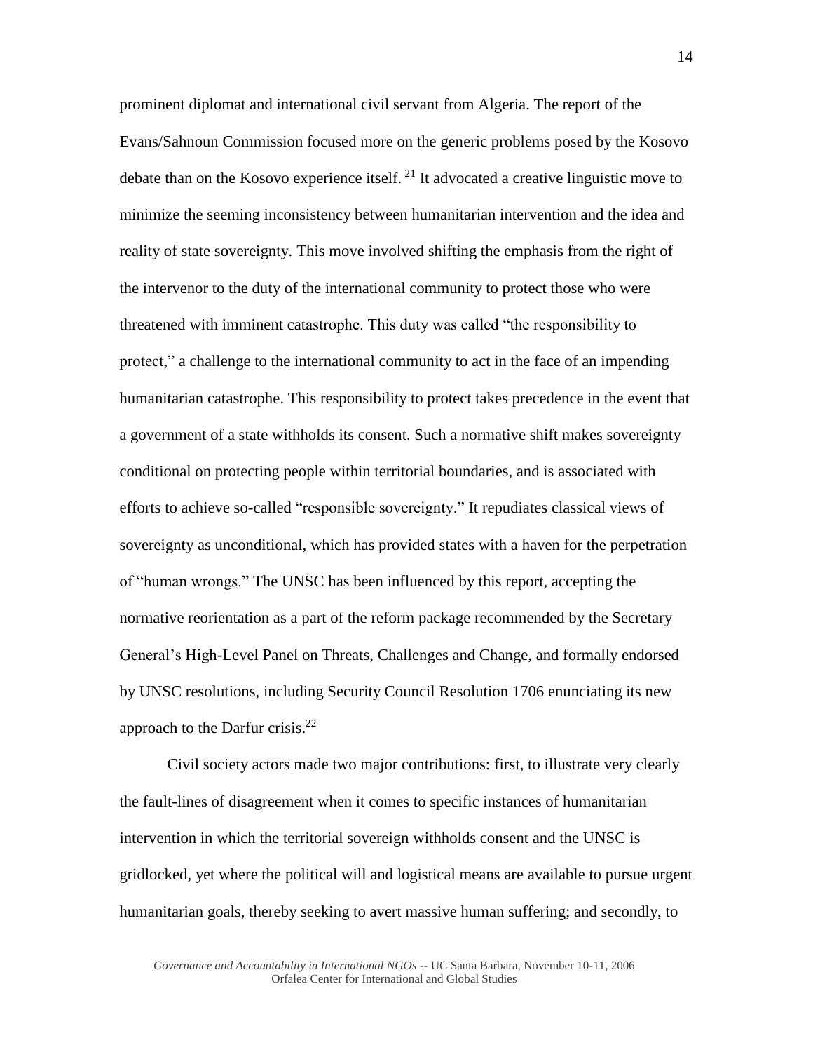prominent diplomat and international civil servant from Algeria. The report of the Evans/Sahnoun Commission focused more on the generic problems posed by the Kosovo debate than on the Kosovo experience itself. [21] It advocated a creative linguistic move to minimize the seeming inconsistency between humanitarian intervention and the idea and reality of state sovereignty. This move involved shifting the emphasis from the right of the intervenor to the duty of the international community to protect those who were threatened with imminent catastrophe. This duty was called "the responsibility to protect," a challenge to the international community to act in the face of an impending humanitarian catastrophe. This responsibility to protect takes precedence in the event that a government of a state withholds its consent. Such a normative shift makes sovereignty conditional on protecting people within territorial boundaries, and is associated with efforts to achieve so-called "responsible sovereignty." It repudiates classical views of sovereignty as unconditional, which has provided states with a haven for the perpetration of "human wrongs." The UNSC has been influenced by this report, accepting the normative reorientation as a part of the reform package recommended by the Secretary General's High-Level Panel on Threats, Challenges and Change, and formally endorsed by UNSC resolutions, including Security Council Resolution 1706 enunciating its new approach to the Darfur crisis.[22]

Civil society actors made two major contributions: first, to illustrate very clearly the fault-lines of disagreement when it comes to specific instances of humanitarian intervention in which the territorial sovereign withholds consent and the UNSC is gridlocked, yet where the political will and logistical means are available to pursue urgent humanitarian goals, thereby seeking to avert massive human suffering; and secondly, to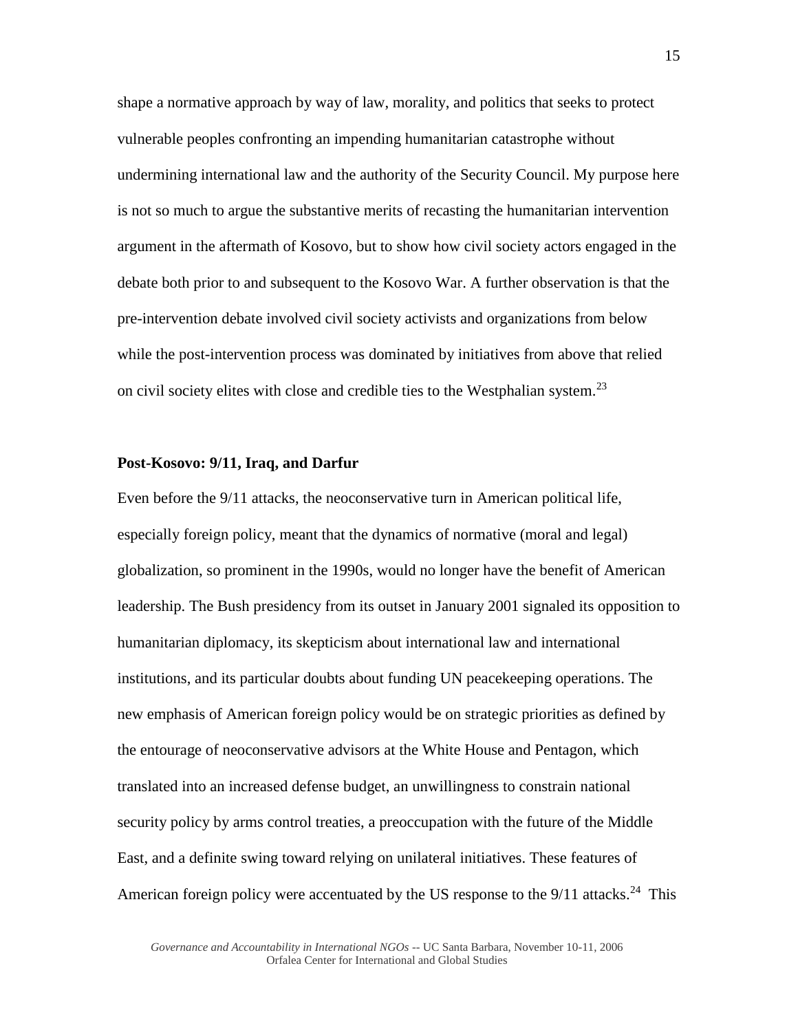shape a normative approach by way of law, morality, and politics that seeks to protect vulnerable peoples confronting an impending humanitarian catastrophe without undermining international law and the authority of the Security Council. My purpose here is not so much to argue the substantive merits of recasting the humanitarian intervention argument in the aftermath of Kosovo, but to show how civil society actors engaged in the debate both prior to and subsequent to the Kosovo War. A further observation is that the pre-intervention debate involved civil society activists and organizations from below while the post-intervention process was dominated by initiatives from above that relied on civil society elites with close and credible ties to the Westphalian system.[23]

**Post-Kosovo: 9/11, Iraq, and Darfur**

Even before the 9/11 attacks, the neoconservative turn in American political life, especially foreign policy, meant that the dynamics of normative (moral and legal) globalization, so prominent in the 1990s, would no longer have the benefit of American leadership. The Bush presidency from its outset in January 2001 signaled its opposition to humanitarian diplomacy, its skepticism about international law and international institutions, and its particular doubts about funding UN peacekeeping operations. The new emphasis of American foreign policy would be on strategic priorities as defined by the entourage of neoconservative advisors at the White House and Pentagon, which translated into an increased defense budget, an unwillingness to constrain national security policy by arms control treaties, a preoccupation with the future of the Middle East, and a definite swing toward relying on unilateral initiatives. These features of American foreign policy were accentuated by the US response to the 9/11 attacks.[24] This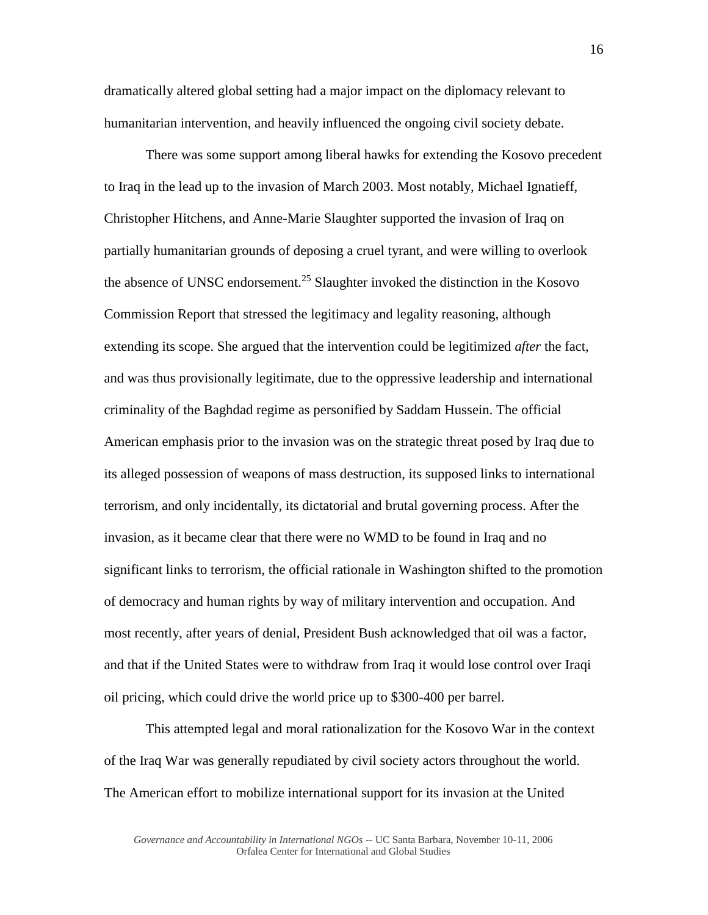dramatically altered global setting had a major impact on the diplomacy relevant to humanitarian intervention, and heavily influenced the ongoing civil society debate.

There was some support among liberal hawks for extending the Kosovo precedent to Iraq in the lead up to the invasion of March 2003. Most notably, Michael Ignatieff, Christopher Hitchens, and Anne-Marie Slaughter supported the invasion of Iraq on partially humanitarian grounds of deposing a cruel tyrant, and were willing to overlook the absence of UNSC endorsement.[25] Slaughter invoked the distinction in the Kosovo Commission Report that stressed the legitimacy and legality reasoning, although extending its scope. She argued that the intervention could be legitimized *after* the fact, and was thus provisionally legitimate, due to the oppressive leadership and international criminality of the Baghdad regime as personified by Saddam Hussein. The official American emphasis prior to the invasion was on the strategic threat posed by Iraq due to its alleged possession of weapons of mass destruction, its supposed links to international terrorism, and only incidentally, its dictatorial and brutal governing process. After the invasion, as it became clear that there were no WMD to be found in Iraq and no significant links to terrorism, the official rationale in Washington shifted to the promotion of democracy and human rights by way of military intervention and occupation. And most recently, after years of denial, President Bush acknowledged that oil was a factor, and that if the United States were to withdraw from Iraq it would lose control over Iraqi oil pricing, which could drive the world price up to $300-400 per barrel.

This attempted legal and moral rationalization for the Kosovo War in the context of the Iraq War was generally repudiated by civil society actors throughout the world. The American effort to mobilize international support for its invasion at the United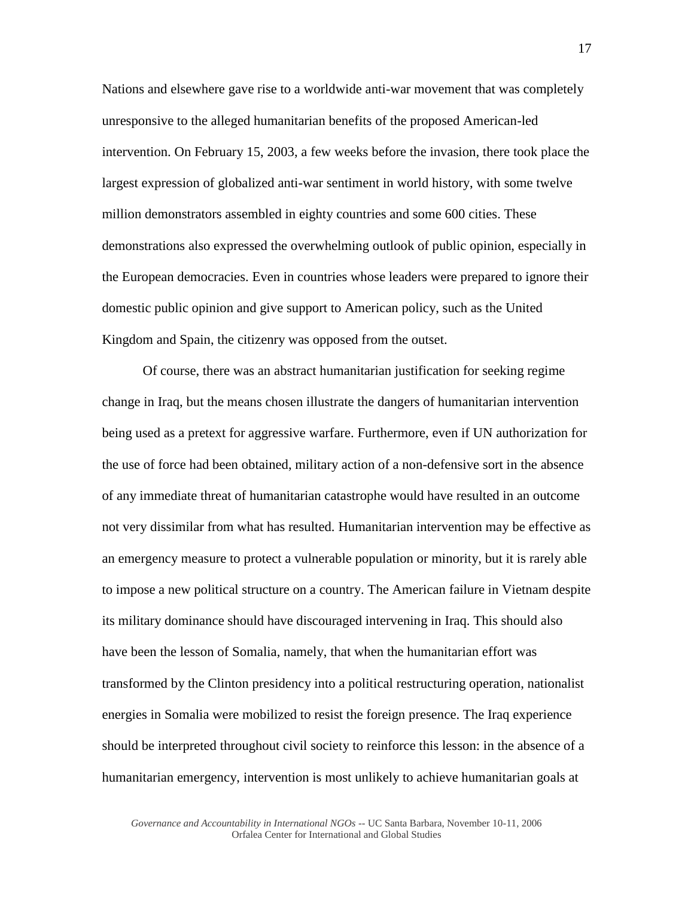Nations and elsewhere gave rise to a worldwide anti-war movement that was completely unresponsive to the alleged humanitarian benefits of the proposed American-led intervention. On February 15, 2003, a few weeks before the invasion, there took place the largest expression of globalized anti-war sentiment in world history, with some twelve million demonstrators assembled in eighty countries and some 600 cities. These demonstrations also expressed the overwhelming outlook of public opinion, especially in the European democracies. Even in countries whose leaders were prepared to ignore their domestic public opinion and give support to American policy, such as the United Kingdom and Spain, the citizenry was opposed from the outset.

Of course, there was an abstract humanitarian justification for seeking regime change in Iraq, but the means chosen illustrate the dangers of humanitarian intervention being used as a pretext for aggressive warfare. Furthermore, even if UN authorization for the use of force had been obtained, military action of a non-defensive sort in the absence of any immediate threat of humanitarian catastrophe would have resulted in an outcome not very dissimilar from what has resulted. Humanitarian intervention may be effective as an emergency measure to protect a vulnerable population or minority, but it is rarely able to impose a new political structure on a country. The American failure in Vietnam despite its military dominance should have discouraged intervening in Iraq. This should also have been the lesson of Somalia, namely, that when the humanitarian effort was transformed by the Clinton presidency into a political restructuring operation, nationalist energies in Somalia were mobilized to resist the foreign presence. The Iraq experience should be interpreted throughout civil society to reinforce this lesson: in the absence of a humanitarian emergency, intervention is most unlikely to achieve humanitarian goals at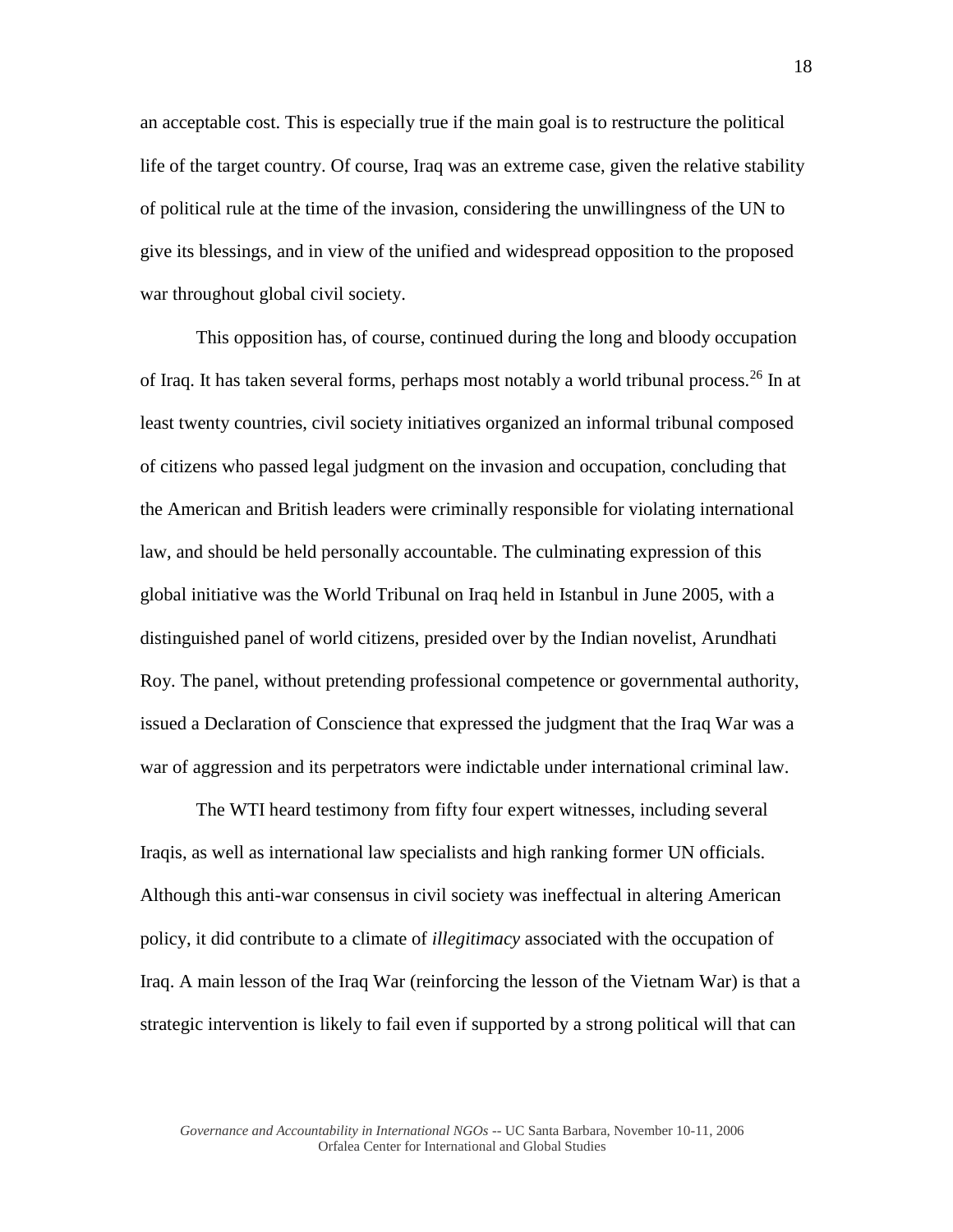an acceptable cost. This is especially true if the main goal is to restructure the political life of the target country. Of course, Iraq was an extreme case, given the relative stability of political rule at the time of the invasion, considering the unwillingness of the UN to give its blessings, and in view of the unified and widespread opposition to the proposed war throughout global civil society.

This opposition has, of course, continued during the long and bloody occupation of Iraq. It has taken several forms, perhaps most notably a world tribunal process.[26] In at least twenty countries, civil society initiatives organized an informal tribunal composed of citizens who passed legal judgment on the invasion and occupation, concluding that the American and British leaders were criminally responsible for violating international law, and should be held personally accountable. The culminating expression of this global initiative was the World Tribunal on Iraq held in Istanbul in June 2005, with a distinguished panel of world citizens, presided over by the Indian novelist, Arundhati Roy. The panel, without pretending professional competence or governmental authority, issued a Declaration of Conscience that expressed the judgment that the Iraq War was a war of aggression and its perpetrators were indictable under international criminal law.

The WTI heard testimony from fifty four expert witnesses, including several Iraqis, as well as international law specialists and high ranking former UN officials. Although this anti-war consensus in civil society was ineffectual in altering American policy, it did contribute to a climate of *illegitimacy* associated with the occupation of Iraq. A main lesson of the Iraq War (reinforcing the lesson of the Vietnam War) is that a strategic intervention is likely to fail even if supported by a strong political will that can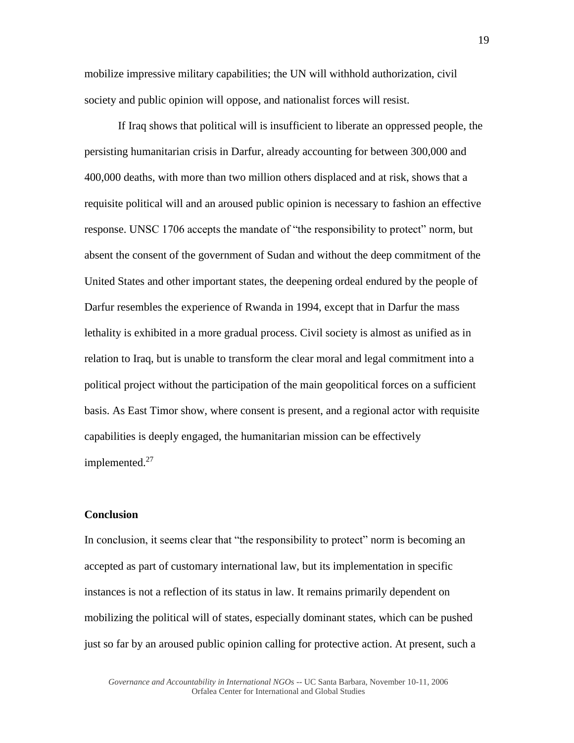mobilize impressive military capabilities; the UN will withhold authorization, civil society and public opinion will oppose, and nationalist forces will resist.

If Iraq shows that political will is insufficient to liberate an oppressed people, the persisting humanitarian crisis in Darfur, already accounting for between 300,000 and 400,000 deaths, with more than two million others displaced and at risk, shows that a requisite political will and an aroused public opinion is necessary to fashion an effective response. UNSC 1706 accepts the mandate of "the responsibility to protect" norm, but absent the consent of the government of Sudan and without the deep commitment of the United States and other important states, the deepening ordeal endured by the people of Darfur resembles the experience of Rwanda in 1994, except that in Darfur the mass lethality is exhibited in a more gradual process. Civil society is almost as unified as in relation to Iraq, but is unable to transform the clear moral and legal commitment into a political project without the participation of the main geopolitical forces on a sufficient basis. As East Timor show, where consent is present, and a regional actor with requisite capabilities is deeply engaged, the humanitarian mission can be effectively implemented.[27]

**Conclusion**

In conclusion, it seems clear that "the responsibility to protect" norm is becoming an accepted as part of customary international law, but its implementation in specific instances is not a reflection of its status in law. It remains primarily dependent on mobilizing the political will of states, especially dominant states, which can be pushed just so far by an aroused public opinion calling for protective action. At present, such a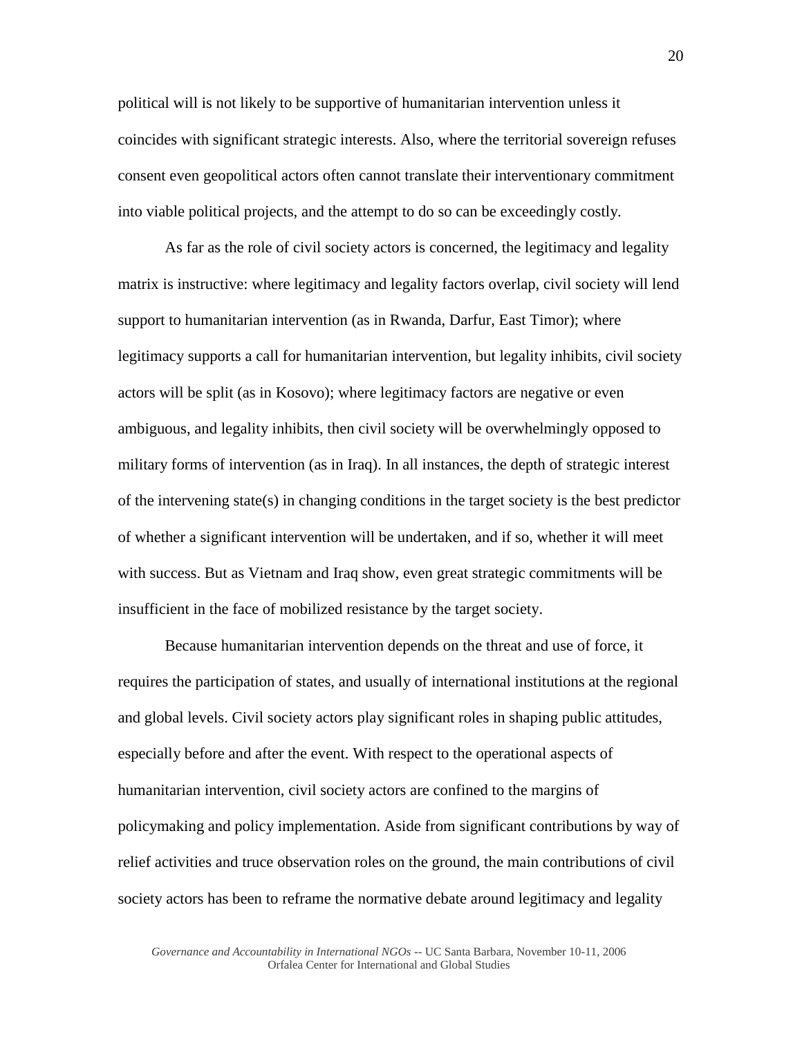political will is not likely to be supportive of humanitarian intervention unless it coincides with significant strategic interests. Also, where the territorial sovereign refuses consent even geopolitical actors often cannot translate their interventionary commitment into viable political projects, and the attempt to do so can be exceedingly costly.

As far as the role of civil society actors is concerned, the legitimacy and legality matrix is instructive: where legitimacy and legality factors overlap, civil society will lend support to humanitarian intervention (as in Rwanda, Darfur, East Timor); where legitimacy supports a call for humanitarian intervention, but legality inhibits, civil society actors will be split (as in Kosovo); where legitimacy factors are negative or even ambiguous, and legality inhibits, then civil society will be overwhelmingly opposed to military forms of intervention (as in Iraq). In all instances, the depth of strategic interest of the intervening state(s) in changing conditions in the target society is the best predictor of whether a significant intervention will be undertaken, and if so, whether it will meet with success. But as Vietnam and Iraq show, even great strategic commitments will be insufficient in the face of mobilized resistance by the target society.

Because humanitarian intervention depends on the threat and use of force, it requires the participation of states, and usually of international institutions at the regional and global levels. Civil society actors play significant roles in shaping public attitudes, especially before and after the event. With respect to the operational aspects of humanitarian intervention, civil society actors are confined to the margins of policymaking and policy implementation. Aside from significant contributions by way of relief activities and truce observation roles on the ground, the main contributions of civil society actors has been to reframe the normative debate around legitimacy and legality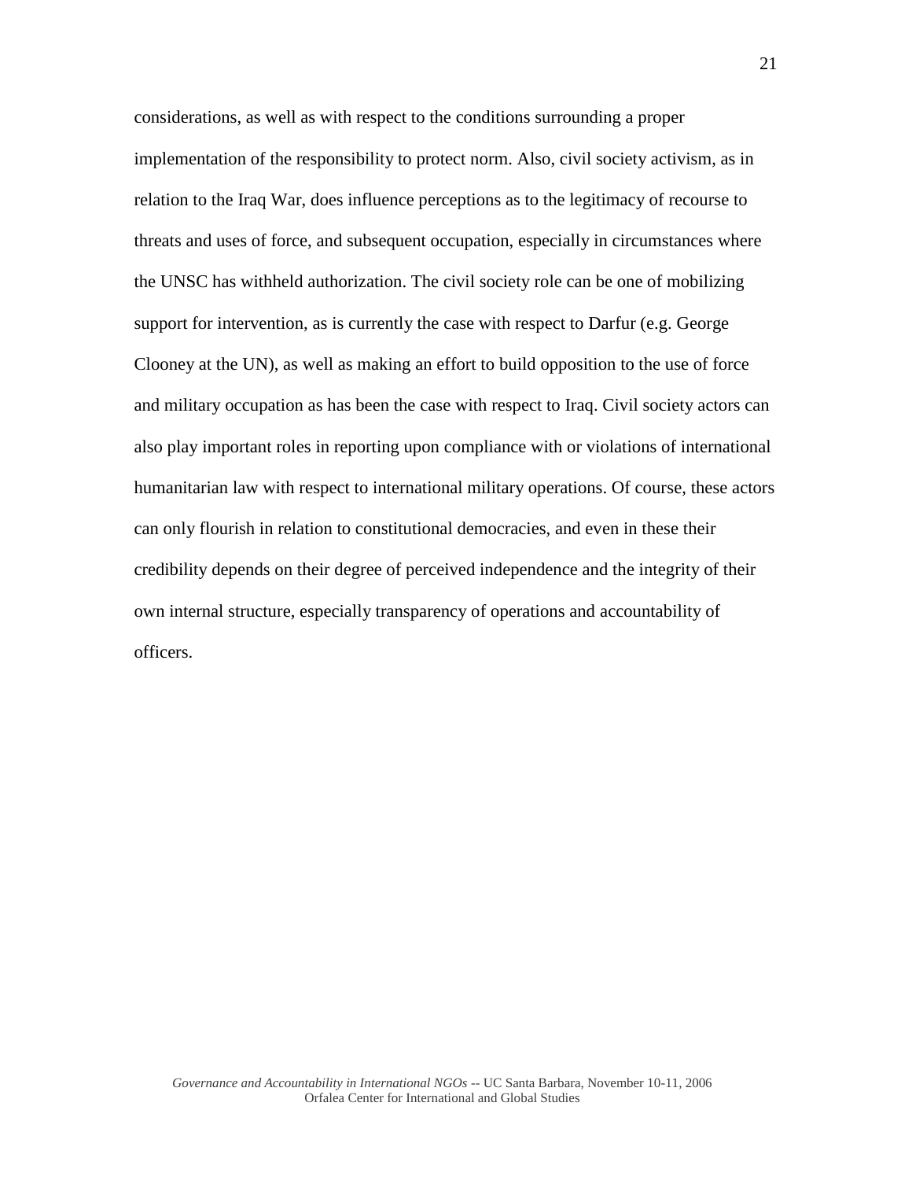considerations, as well as with respect to the conditions surrounding a proper implementation of the responsibility to protect norm. Also, civil society activism, as in relation to the Iraq War, does influence perceptions as to the legitimacy of recourse to threats and uses of force, and subsequent occupation, especially in circumstances where the UNSC has withheld authorization. The civil society role can be one of mobilizing support for intervention, as is currently the case with respect to Darfur (e.g. George Clooney at the UN), as well as making an effort to build opposition to the use of force and military occupation as has been the case with respect to Iraq. Civil society actors can also play important roles in reporting upon compliance with or violations of international humanitarian law with respect to international military operations. Of course, these actors can only flourish in relation to constitutional democracies, and even in these their credibility depends on their degree of perceived independence and the integrity of their own internal structure, especially transparency of operations and accountability of officers.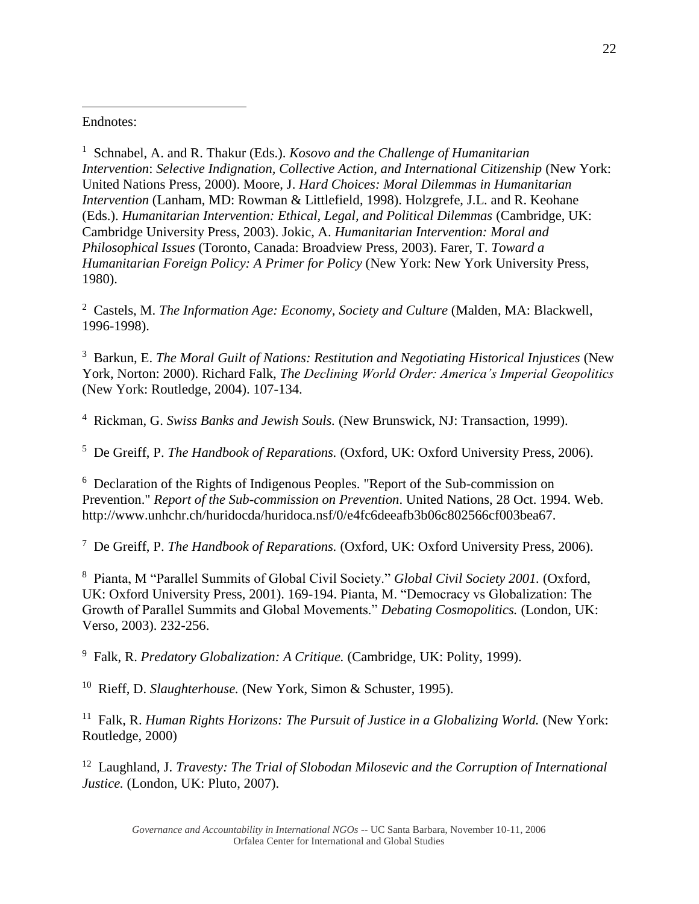Endnotes:

[1] Schnabel, A. and R. Thakur (Eds.). *Kosovo and the Challenge of Humanitarian Intervention*: *Selective Indignation, Collective Action, and International Citizenship* (New York: United Nations Press, 2000). Moore, J. *Hard Choices: Moral Dilemmas in Humanitarian Intervention* (Lanham, MD: Rowman & Littlefield, 1998). Holzgrefe, J.L. and R. Keohane (Eds.). *Humanitarian Intervention: Ethical, Legal, and Political Dilemmas* (Cambridge, UK: Cambridge University Press, 2003). Jokic, A. *Humanitarian Intervention: Moral and Philosophical Issues* (Toronto, Canada: Broadview Press, 2003). Farer, T. *Toward a Humanitarian Foreign Policy: A Primer for Policy* (New York: New York University Press, 1980).

[2] Castels, M. *The Information Age: Economy, Society and Culture* (Malden, MA: Blackwell, 1996-1998).

[3] Barkun, E. *The Moral Guilt of Nations: Restitution and Negotiating Historical Injustices* (New York, Norton: 2000). Richard Falk, *The Declining World Order: America's Imperial Geopolitics* (New York: Routledge, 2004). 107-134.

[4] Rickman, G. *Swiss Banks and Jewish Souls.* (New Brunswick, NJ: Transaction, 1999).

[5] De Greiff, P. *The Handbook of Reparations.* (Oxford, UK: Oxford University Press, 2006).

[6] Declaration of the Rights of Indigenous Peoples. "Report of the Sub-commission on Prevention." *Report of the Sub-commission on Prevention*. United Nations, 28 Oct. 1994. Web. http://www.unhchr.ch/huridocda/huridoca.nsf/0/e4fc6deeafb3b06c802566cf003bea67.

[7] De Greiff, P. *The Handbook of Reparations.* (Oxford, UK: Oxford University Press, 2006).

[8] Pianta, M "Parallel Summits of Global Civil Society." *Global Civil Society 2001.* (Oxford, UK: Oxford University Press, 2001). 169-194. Pianta, M. "Democracy vs Globalization: The Growth of Parallel Summits and Global Movements." *Debating Cosmopolitics.* (London, UK: Verso, 2003). 232-256.

[9] Falk, R. *Predatory Globalization: A Critique.* (Cambridge, UK: Polity, 1999).

[10] Rieff, D. *Slaughterhouse.* (New York, Simon & Schuster, 1995).

[11] Falk, R. *Human Rights Horizons: The Pursuit of Justice in a Globalizing World.* (New York: Routledge, 2000)

[12] Laughland, J. *Travesty: The Trial of Slobodan Milosevic and the Corruption of International Justice.* (London, UK: Pluto, 2007).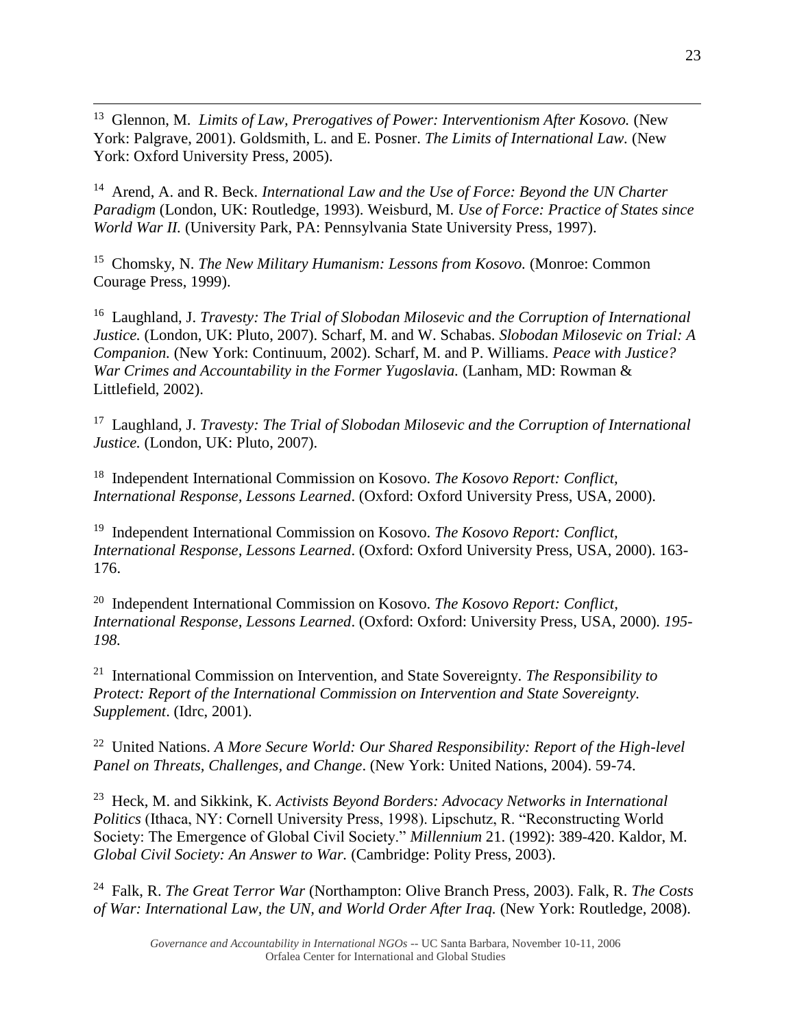[13] Glennon, M. *Limits of Law, Prerogatives of Power: Interventionism After Kosovo.* (New York: Palgrave, 2001). Goldsmith, L. and E. Posner. *The Limits of International Law.* (New York: Oxford University Press, 2005).

[14] Arend, A. and R. Beck. *International Law and the Use of Force: Beyond the UN Charter Paradigm* (London, UK: Routledge, 1993). Weisburd, M. *Use of Force: Practice of States since World War II.* (University Park, PA: Pennsylvania State University Press, 1997).

[15] Chomsky, N. *The New Military Humanism: Lessons from Kosovo.* (Monroe: Common Courage Press, 1999).

[16] Laughland, J. *Travesty: The Trial of Slobodan Milosevic and the Corruption of International Justice.* (London, UK: Pluto, 2007). Scharf, M. and W. Schabas. *Slobodan Milosevic on Trial: A Companion.* (New York: Continuum, 2002). Scharf, M. and P. Williams. *Peace with Justice? War Crimes and Accountability in the Former Yugoslavia.* (Lanham, MD: Rowman & Littlefield, 2002).

[17] Laughland, J. *Travesty: The Trial of Slobodan Milosevic and the Corruption of International Justice.* (London, UK: Pluto, 2007).

[18] Independent International Commission on Kosovo. *The Kosovo Report: Conflict, International Response, Lessons Learned*. (Oxford: Oxford University Press, USA, 2000).

[19] Independent International Commission on Kosovo. *The Kosovo Report: Conflict, International Response, Lessons Learned*. (Oxford: Oxford University Press, USA, 2000). 163-176.

[20] Independent International Commission on Kosovo. *The Kosovo Report: Conflict, International Response, Lessons Learned*. (Oxford: Oxford: University Press, USA, 2000). *195-198.*

[21] International Commission on Intervention, and State Sovereignty. *The Responsibility to Protect: Report of the International Commission on Intervention and State Sovereignty. Supplement*. (Idrc, 2001).

[22] United Nations. *A More Secure World: Our Shared Responsibility: Report of the High-level Panel on Threats, Challenges, and Change*. (New York: United Nations, 2004). 59-74.

[23] Heck, M. and Sikkink, K. *Activists Beyond Borders: Advocacy Networks in International Politics* (Ithaca, NY: Cornell University Press, 1998). Lipschutz, R. "Reconstructing World Society: The Emergence of Global Civil Society." *Millennium* 21. (1992): 389-420. Kaldor, M. *Global Civil Society: An Answer to War.* (Cambridge: Polity Press, 2003).

[24] Falk, R. *The Great Terror War* (Northampton: Olive Branch Press, 2003). Falk, R. *The Costs of War: International Law, the UN, and World Order After Iraq.* (New York: Routledge, 2008).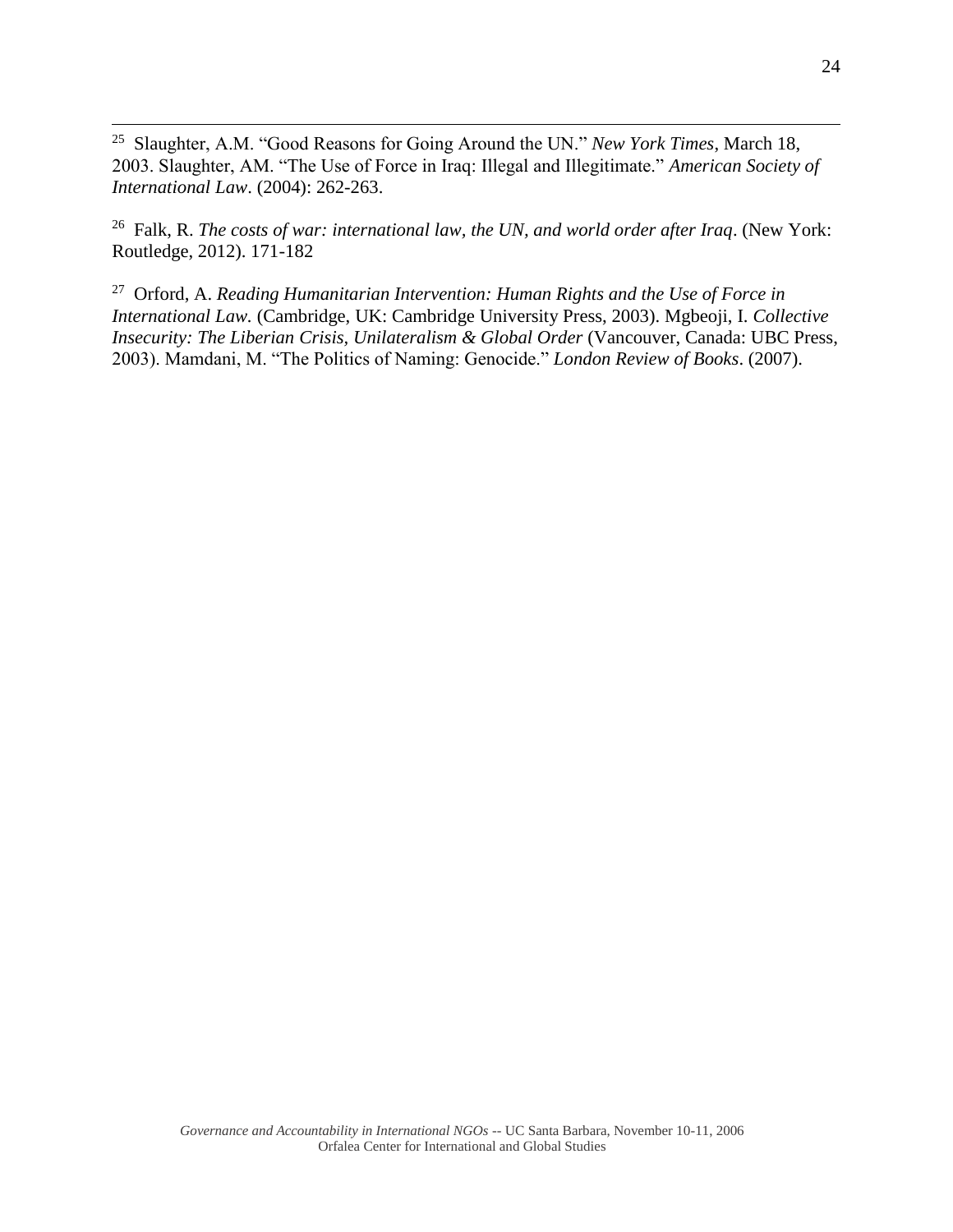[25] Slaughter, A.M. “Good Reasons for Going Around the UN.” *New York Times*, March 18, 2003. Slaughter, AM. “The Use of Force in Iraq: Illegal and Illegitimate.” *American Society of International Law*. (2004): 262-263.

[26] Falk, R. *The costs of war: international law, the UN, and world order after Iraq*. (New York: Routledge, 2012). 171-182

[27] Orford, A. *Reading Humanitarian Intervention: Human Rights and the Use of Force in International Law.* (Cambridge, UK: Cambridge University Press, 2003). Mgbeoji, I. *Collective Insecurity: The Liberian Crisis, Unilateralism & Global Order* (Vancouver, Canada: UBC Press, 2003). Mamdani, M. “The Politics of Naming: Genocide.” *London Review of Books*. (2007).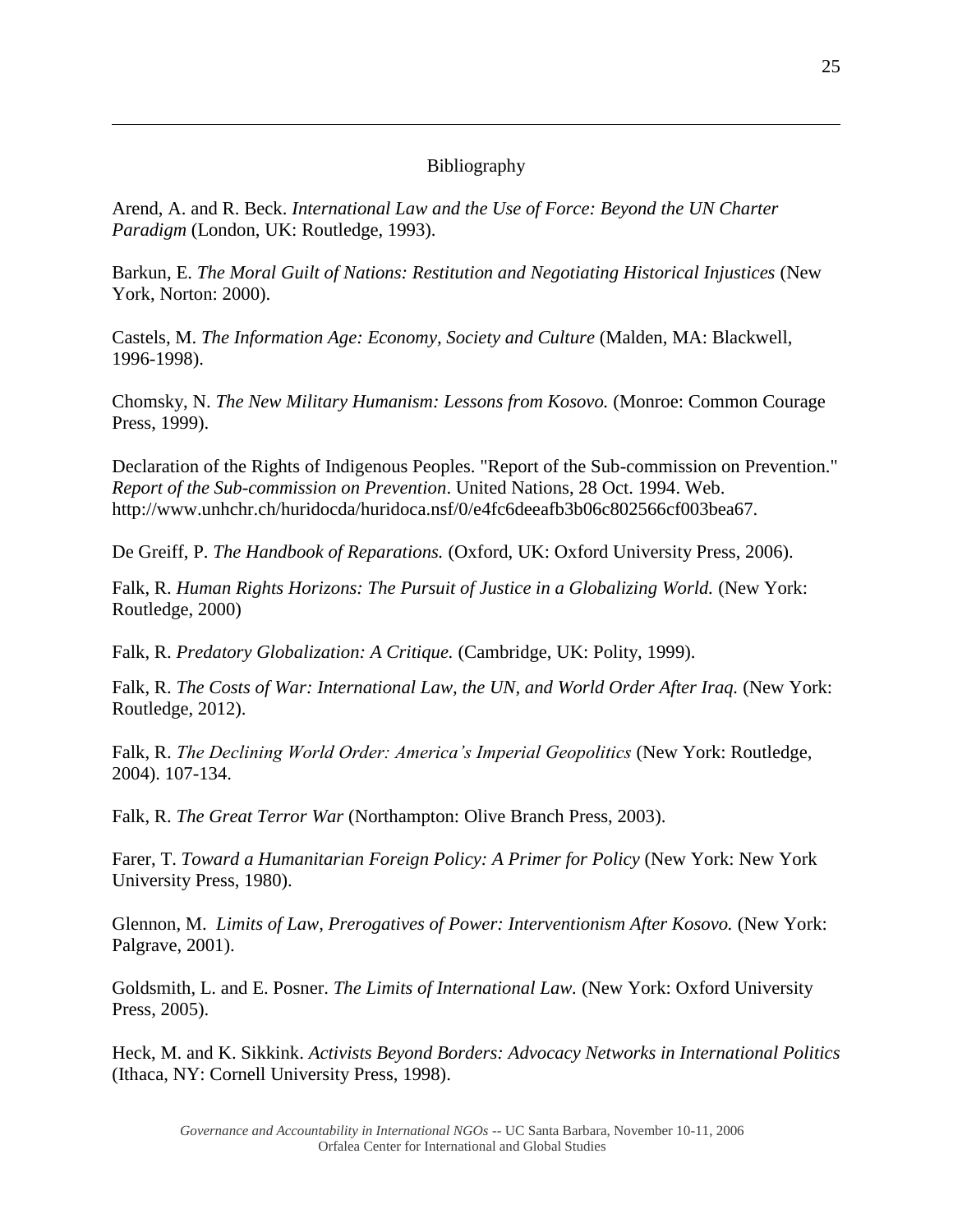## Bibliography

Arend, A. and R. Beck. *International Law and the Use of Force: Beyond the UN Charter Paradigm* (London, UK: Routledge, 1993).

Barkun, E. *The Moral Guilt of Nations: Restitution and Negotiating Historical Injustices* (New York, Norton: 2000).

Castels, M. *The Information Age: Economy, Society and Culture* (Malden, MA: Blackwell, 1996-1998).

Chomsky, N. *The New Military Humanism: Lessons from Kosovo.* (Monroe: Common Courage Press, 1999).

Declaration of the Rights of Indigenous Peoples. "Report of the Sub-commission on Prevention." *Report of the Sub-commission on Prevention*. United Nations, 28 Oct. 1994. Web. http://www.unhchr.ch/huridocda/huridoca.nsf/0/e4fc6deeafb3b06c802566cf003bea67.

De Greiff, P. *The Handbook of Reparations.* (Oxford, UK: Oxford University Press, 2006).

Falk, R. *Human Rights Horizons: The Pursuit of Justice in a Globalizing World.* (New York: Routledge, 2000)

Falk, R. *Predatory Globalization: A Critique.* (Cambridge, UK: Polity, 1999).

Falk, R. *The Costs of War: International Law, the UN, and World Order After Iraq.* (New York: Routledge, 2012).

Falk, R. *The Declining World Order: America's Imperial Geopolitics* (New York: Routledge, 2004). 107-134.

Falk, R. *The Great Terror War* (Northampton: Olive Branch Press, 2003).

Farer, T. *Toward a Humanitarian Foreign Policy: A Primer for Policy* (New York: New York University Press, 1980).

Glennon, M. *Limits of Law, Prerogatives of Power: Interventionism After Kosovo.* (New York: Palgrave, 2001).

Goldsmith, L. and E. Posner. *The Limits of International Law.* (New York: Oxford University Press, 2005).

Heck, M. and K. Sikkink. *Activists Beyond Borders: Advocacy Networks in International Politics* (Ithaca, NY: Cornell University Press, 1998).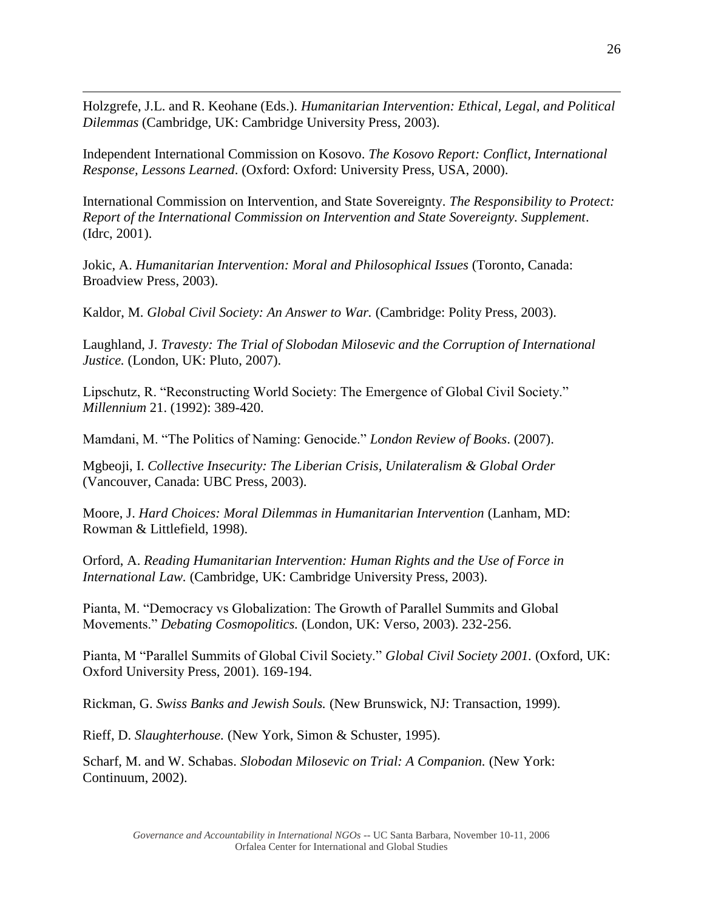Holzgrefe, J.L. and R. Keohane (Eds.). *Humanitarian Intervention: Ethical, Legal, and Political Dilemmas* (Cambridge, UK: Cambridge University Press, 2003).

Independent International Commission on Kosovo. *The Kosovo Report: Conflict, International Response, Lessons Learned*. (Oxford: Oxford: University Press, USA, 2000).

International Commission on Intervention, and State Sovereignty. *The Responsibility to Protect: Report of the International Commission on Intervention and State Sovereignty. Supplement*. (Idrc, 2001).

Jokic, A. *Humanitarian Intervention: Moral and Philosophical Issues* (Toronto, Canada: Broadview Press, 2003).

Kaldor, M. *Global Civil Society: An Answer to War.* (Cambridge: Polity Press, 2003).

Laughland, J. *Travesty: The Trial of Slobodan Milosevic and the Corruption of International Justice.* (London, UK: Pluto, 2007).

Lipschutz, R. "Reconstructing World Society: The Emergence of Global Civil Society." *Millennium* 21. (1992): 389-420.

Mamdani, M. "The Politics of Naming: Genocide." *London Review of Books*. (2007).

Mgbeoji, I. *Collective Insecurity: The Liberian Crisis, Unilateralism & Global Order* (Vancouver, Canada: UBC Press, 2003).

Moore, J. *Hard Choices: Moral Dilemmas in Humanitarian Intervention* (Lanham, MD: Rowman & Littlefield, 1998).

Orford, A. *Reading Humanitarian Intervention: Human Rights and the Use of Force in International Law.* (Cambridge, UK: Cambridge University Press, 2003).

Pianta, M. "Democracy vs Globalization: The Growth of Parallel Summits and Global Movements." *Debating Cosmopolitics.* (London, UK: Verso, 2003). 232-256.

Pianta, M "Parallel Summits of Global Civil Society." *Global Civil Society 2001.* (Oxford, UK: Oxford University Press, 2001). 169-194.

Rickman, G. *Swiss Banks and Jewish Souls.* (New Brunswick, NJ: Transaction, 1999).

Rieff, D. *Slaughterhouse.* (New York, Simon & Schuster, 1995).

Scharf, M. and W. Schabas. *Slobodan Milosevic on Trial: A Companion.* (New York: Continuum, 2002).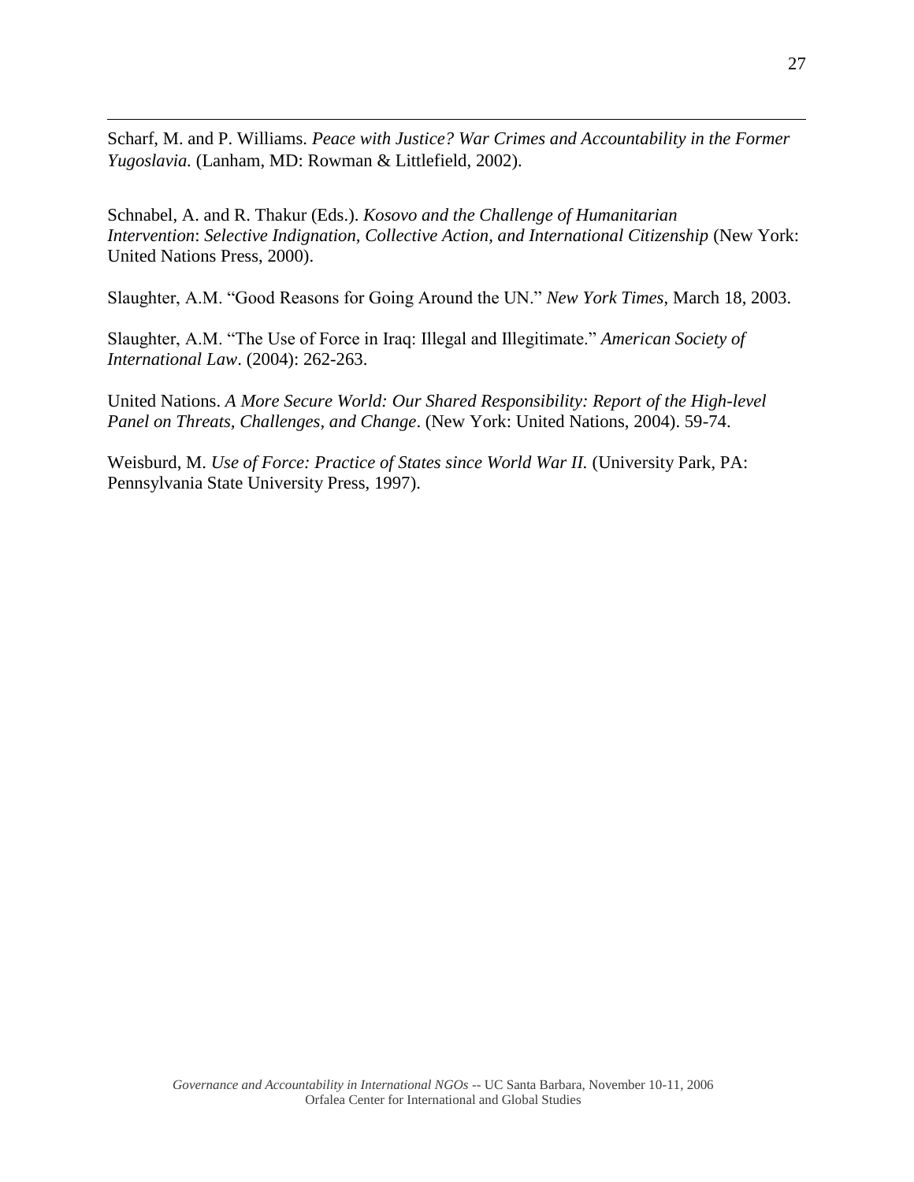Scharf, M. and P. Williams. *Peace with Justice? War Crimes and Accountability in the Former Yugoslavia.* (Lanham, MD: Rowman & Littlefield, 2002).

Schnabel, A. and R. Thakur (Eds.). *Kosovo and the Challenge of Humanitarian Intervention*: *Selective Indignation, Collective Action, and International Citizenship* (New York: United Nations Press, 2000).

Slaughter, A.M. "Good Reasons for Going Around the UN." *New York Times*, March 18, 2003.

Slaughter, A.M. "The Use of Force in Iraq: Illegal and Illegitimate." *American Society of International Law*. (2004): 262-263.

United Nations. *A More Secure World: Our Shared Responsibility: Report of the High-level Panel on Threats, Challenges, and Change*. (New York: United Nations, 2004). 59-74.

Weisburd, M. *Use of Force: Practice of States since World War II.* (University Park, PA: Pennsylvania State University Press, 1997).